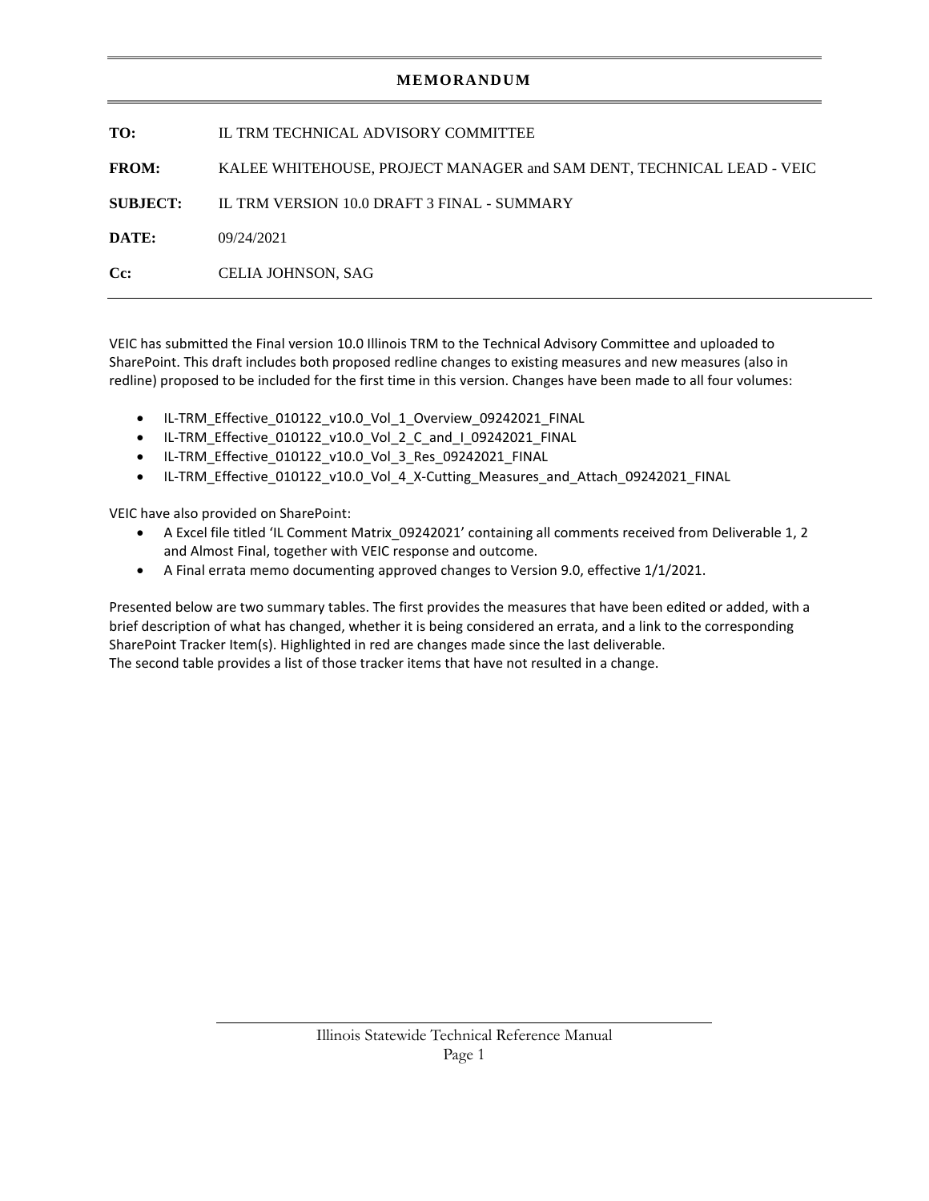# MEMORANDUM

**TO:** IL TRM TECHNICAL ADVISORY COMMITTEE

**FROM:** KALEE WHITEHOUSE, PROJECT MANAGER and SAM DENT, TECHNICAL LEAD - VEIC

**SUBJECT:** IL TRM VERSION 10.0 DRAFT 3 FINAL - SUMMARY

**DATE:** 09/24/2021

**Cc:** CELIA JOHNSON, SAG

---

VEIC has submitted the Final version 10.0 Illinois TRM to the Technical Advisory Committee and uploaded to SharePoint. This draft includes both proposed redline changes to existing measures and new measures (also in redline) proposed to be included for the first time in this version. Changes have been made to all four volumes:

- IL-TRM_Effective_010122_v10.0_Vol_1_Overview_09242021_FINAL
- IL-TRM_Effective_010122_v10.0_Vol_2_C_and_I_09242021_FINAL
- IL-TRM_Effective_010122_v10.0_Vol_3_Res_09242021_FINAL
- IL-TRM_Effective_010122_v10.0_Vol_4_X-Cutting_Measures_and_Attach_09242021_FINAL

VEIC have also provided on SharePoint:

- A Excel file titled 'IL Comment Matrix_09242021' containing all comments received from Deliverable 1, 2 and Almost Final, together with VEIC response and outcome.
- A Final errata memo documenting approved changes to Version 9.0, effective 1/1/2021.

Presented below are two summary tables. The first provides the measures that have been edited or added, with a brief description of what has changed, whether it is being considered an errata, and a link to the corresponding SharePoint Tracker Item(s). Highlighted in red are changes made since the last deliverable.
The second table provides a list of those tracker items that have not resulted in a change.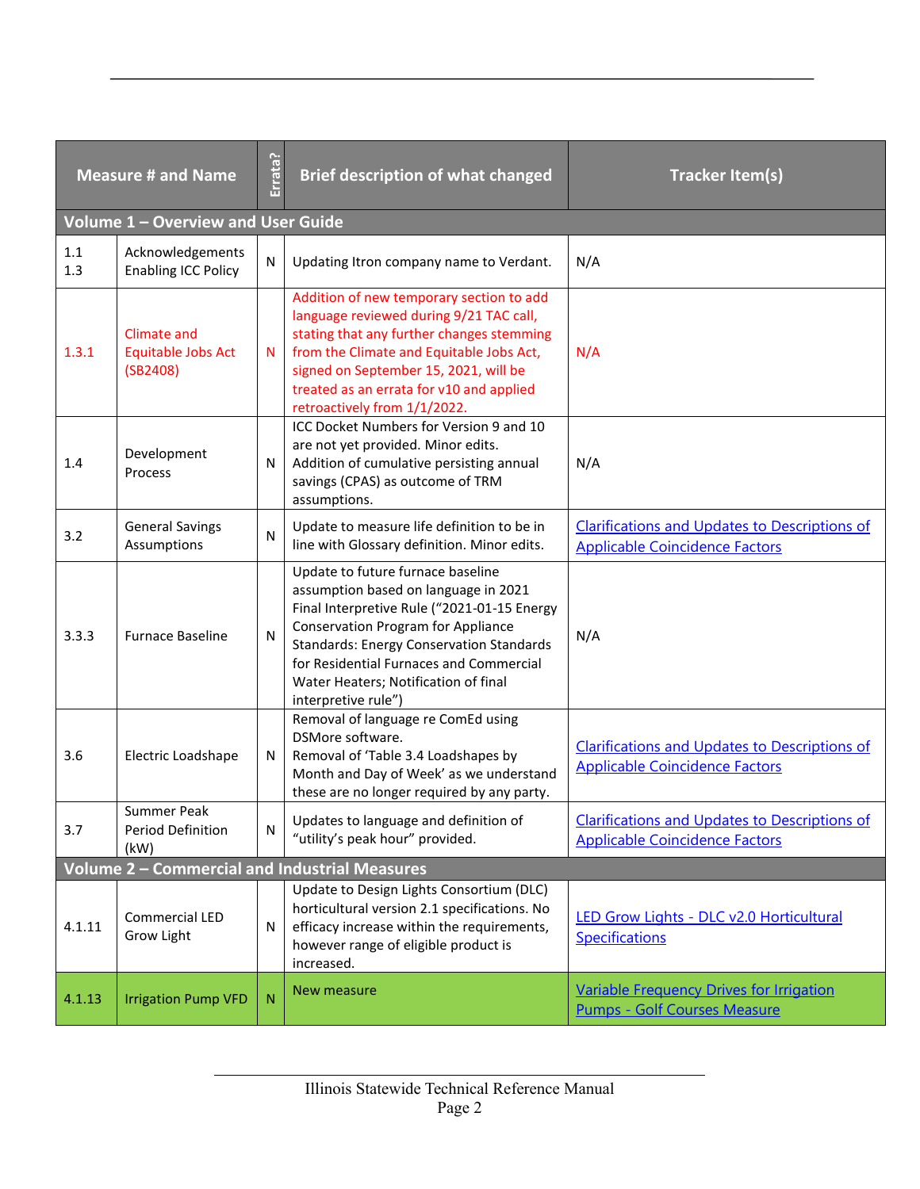| Measure # and Name | | Errata? | Brief description of what changed | Tracker Item(s) |
|---|---|---|---|---|
| **Volume 1 – Overview and User Guide** | | | | |
| 1.1<br>1.3 | Acknowledgements<br>Enabling ICC Policy | N | Updating Itron company name to Verdant. | N/A |
| 1.3.1 | Climate and Equitable Jobs Act (SB2408) | N | Addition of new temporary section to add language reviewed during 9/21 TAC call, stating that any further changes stemming from the Climate and Equitable Jobs Act, signed on September 15, 2021, will be treated as an errata for v10 and applied retroactively from 1/1/2022. | N/A |
| 1.4 | Development Process | N | ICC Docket Numbers for Version 9 and 10 are not yet provided. Minor edits. Addition of cumulative persisting annual savings (CPAS) as outcome of TRM assumptions. | N/A |
| 3.2 | General Savings Assumptions | N | Update to measure life definition to be in line with Glossary definition. Minor edits. | Clarifications and Updates to Descriptions of Applicable Coincidence Factors |
| 3.3.3 | Furnace Baseline | N | Update to future furnace baseline assumption based on language in 2021 Final Interpretive Rule ("2021-01-15 Energy Conservation Program for Appliance Standards: Energy Conservation Standards for Residential Furnaces and Commercial Water Heaters; Notification of final interpretive rule") | N/A |
| 3.6 | Electric Loadshape | N | Removal of language re ComEd using DSMore software.<br>Removal of 'Table 3.4 Loadshapes by Month and Day of Week' as we understand these are no longer required by any party. | Clarifications and Updates to Descriptions of Applicable Coincidence Factors |
| 3.7 | Summer Peak Period Definition (kW) | N | Updates to language and definition of "utility's peak hour" provided. | Clarifications and Updates to Descriptions of Applicable Coincidence Factors |
| **Volume 2 – Commercial and Industrial Measures** | | | | |
| 4.1.11 | Commercial LED Grow Light | N | Update to Design Lights Consortium (DLC) horticultural version 2.1 specifications. No efficacy increase within the requirements, however range of eligible product is increased. | LED Grow Lights - DLC v2.0 Horticultural Specifications |
| 4.1.13 | Irrigation Pump VFD | N | New measure | Variable Frequency Drives for Irrigation Pumps - Golf Courses Measure |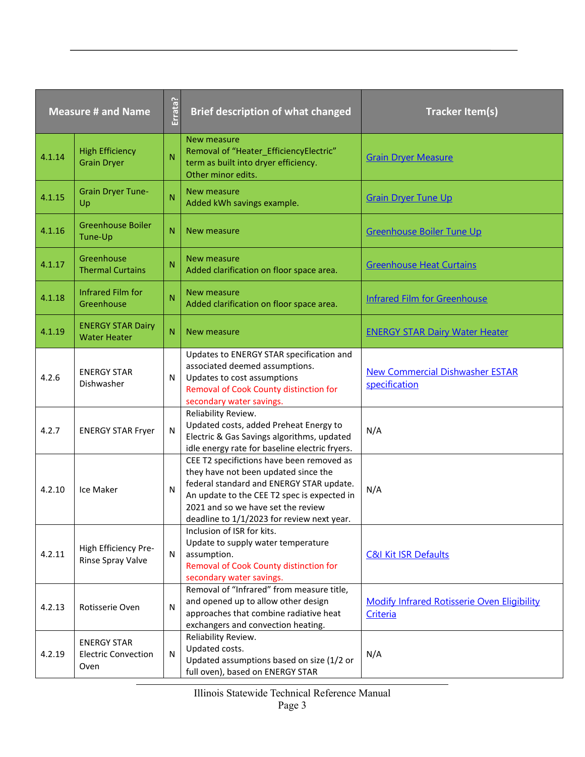| Measure # and Name | | Errata? | Brief description of what changed | Tracker Item(s) |
|---|---|---|---|---|
| 4.1.14 | High Efficiency Grain Dryer | N | New measure<br>Removal of "Heater_EfficiencyElectric" term as built into dryer efficiency.<br>Other minor edits. | Grain Dryer Measure |
| 4.1.15 | Grain Dryer Tune-Up | N | New measure<br>Added kWh savings example. | Grain Dryer Tune Up |
| 4.1.16 | Greenhouse Boiler Tune-Up | N | New measure | Greenhouse Boiler Tune Up |
| 4.1.17 | Greenhouse Thermal Curtains | N | New measure<br>Added clarification on floor space area. | Greenhouse Heat Curtains |
| 4.1.18 | Infrared Film for Greenhouse | N | New measure<br>Added clarification on floor space area. | Infrared Film for Greenhouse |
| 4.1.19 | ENERGY STAR Dairy Water Heater | N | New measure | ENERGY STAR Dairy Water Heater |
| 4.2.6 | ENERGY STAR Dishwasher | N | Updates to ENERGY STAR specification and associated deemed assumptions.<br>Updates to cost assumptions<br>Removal of Cook County distinction for secondary water savings. | New Commercial Dishwasher ESTAR specification |
| 4.2.7 | ENERGY STAR Fryer | N | Reliability Review.<br>Updated costs, added Preheat Energy to Electric & Gas Savings algorithms, updated idle energy rate for baseline electric fryers. | N/A |
| 4.2.10 | Ice Maker | N | CEE T2 specifictions have been removed as they have not been updated since the federal standard and ENERGY STAR update. An update to the CEE T2 spec is expected in 2021 and so we have set the review deadline to 1/1/2023 for review next year. | N/A |
| 4.2.11 | High Efficiency Pre-Rinse Spray Valve | N | Inclusion of ISR for kits.<br>Update to supply water temperature assumption.<br>Removal of Cook County distinction for secondary water savings. | C&I Kit ISR Defaults |
| 4.2.13 | Rotisserie Oven | N | Removal of "Infrared" from measure title, and opened up to allow other design approaches that combine radiative heat exchangers and convection heating. | Modify Infrared Rotisserie Oven Eligibility Criteria |
| 4.2.19 | ENERGY STAR Electric Convection Oven | N | Reliability Review.<br>Updated costs.<br>Updated assumptions based on size (1/2 or full oven), based on ENERGY STAR | N/A |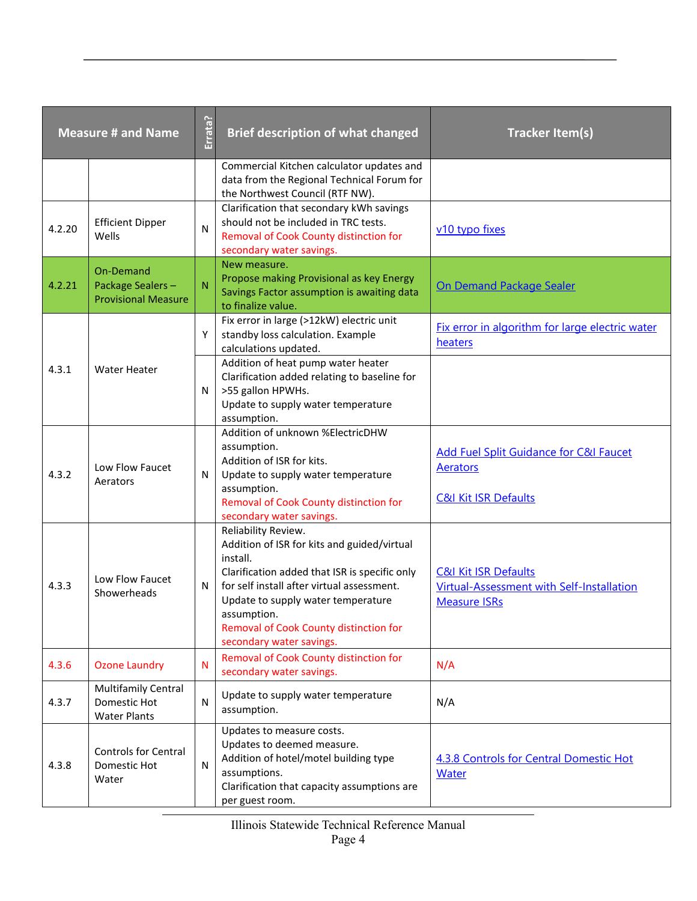| Measure # and Name | | Errata? | Brief description of what changed | Tracker Item(s) |
|---|---|---|---|---|
| | | | Commercial Kitchen calculator updates and data from the Regional Technical Forum for the Northwest Council (RTF NW). | |
| 4.2.20 | Efficient Dipper Wells | N | Clarification that secondary kWh savings should not be included in TRC tests.<br>Removal of Cook County distinction for secondary water savings. | v10 typo fixes |
| 4.2.21 | On-Demand Package Sealers – Provisional Measure | N | New measure.<br>Propose making Provisional as key Energy Savings Factor assumption is awaiting data to finalize value. | On Demand Package Sealer |
| 4.3.1 | Water Heater | Y | Fix error in large (>12kW) electric unit standby loss calculation. Example calculations updated. | Fix error in algorithm for large electric water heaters |
| | | N | Addition of heat pump water heater<br>Clarification added relating to baseline for >55 gallon HPWHs.<br>Update to supply water temperature assumption. | |
| 4.3.2 | Low Flow Faucet Aerators | N | Addition of unknown %ElectricDHW assumption.<br>Addition of ISR for kits.<br>Update to supply water temperature assumption.<br>Removal of Cook County distinction for secondary water savings. | Add Fuel Split Guidance for C&I Faucet Aerators<br><br>C&I Kit ISR Defaults |
| 4.3.3 | Low Flow Faucet Showerheads | N | Reliability Review.<br>Addition of ISR for kits and guided/virtual install.<br>Clarification added that ISR is specific only for self install after virtual assessment.<br>Update to supply water temperature assumption.<br>Removal of Cook County distinction for secondary water savings. | C&I Kit ISR Defaults<br>Virtual-Assessment with Self-Installation Measure ISRs |
| 4.3.6 | Ozone Laundry | N | Removal of Cook County distinction for secondary water savings. | N/A |
| 4.3.7 | Multifamily Central Domestic Hot Water Plants | N | Update to supply water temperature assumption. | N/A |
| 4.3.8 | Controls for Central Domestic Hot Water | N | Updates to measure costs.<br>Updates to deemed measure.<br>Addition of hotel/motel building type assumptions.<br>Clarification that capacity assumptions are per guest room. | 4.3.8 Controls for Central Domestic Hot Water |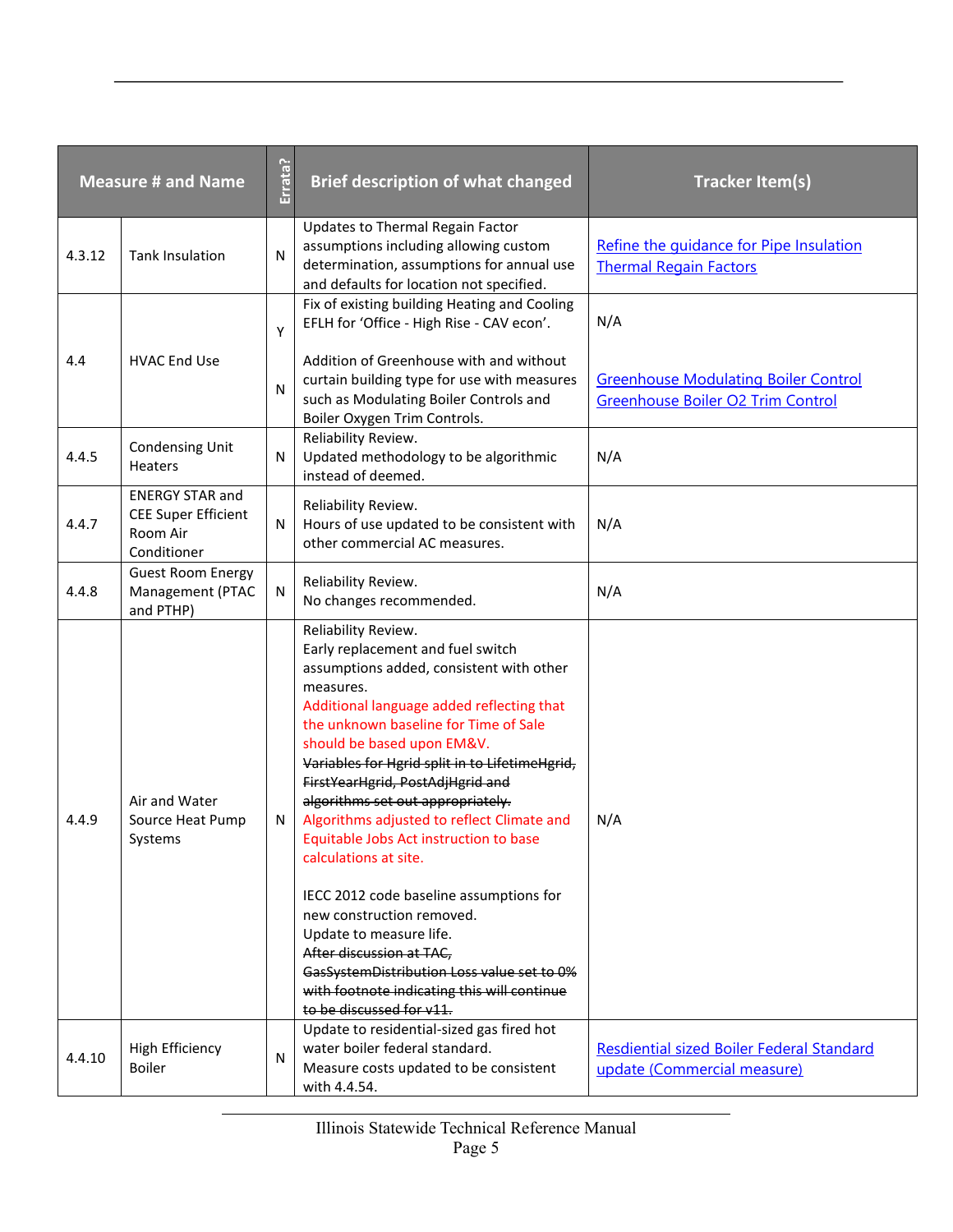| Measure # and Name | | Errata? | Brief description of what changed | Tracker Item(s) |
|---|---|---|---|---|
| 4.3.12 | Tank Insulation | N | Updates to Thermal Regain Factor assumptions including allowing custom determination, assumptions for annual use and defaults for location not specified. | Refine the guidance for Pipe Insulation Thermal Regain Factors |
| 4.4 | HVAC End Use | Y<br><br>N | Fix of existing building Heating and Cooling EFLH for 'Office - High Rise - CAV econ'.<br><br>Addition of Greenhouse with and without curtain building type for use with measures such as Modulating Boiler Controls and Boiler Oxygen Trim Controls. | N/A<br><br>Greenhouse Modulating Boiler Control<br>Greenhouse Boiler O2 Trim Control |
| 4.4.5 | Condensing Unit Heaters | N | Reliability Review.<br>Updated methodology to be algorithmic instead of deemed. | N/A |
| 4.4.7 | ENERGY STAR and CEE Super Efficient Room Air Conditioner | N | Reliability Review.<br>Hours of use updated to be consistent with other commercial AC measures. | N/A |
| 4.4.8 | Guest Room Energy Management (PTAC and PTHP) | N | Reliability Review.<br>No changes recommended. | N/A |
| 4.4.9 | Air and Water Source Heat Pump Systems | N | Reliability Review.<br>Early replacement and fuel switch assumptions added, consistent with other measures.<br>Additional language added reflecting that the unknown baseline for Time of Sale should be based upon EM&V.<br>~~Variables for Hgrid split in to LifetimeHgrid, FirstYearHgrid, PostAdjHgrid and algorithms set out appropriately.~~<br>Algorithms adjusted to reflect Climate and Equitable Jobs Act instruction to base calculations at site.<br><br>IECC 2012 code baseline assumptions for new construction removed.<br>Update to measure life.<br>~~After discussion at TAC, GasSystemDistribution Loss value set to 0% with footnote indicating this will continue to be discussed for v11.~~ | N/A |
| 4.4.10 | High Efficiency Boiler | N | Update to residential-sized gas fired hot water boiler federal standard.<br>Measure costs updated to be consistent with 4.4.54. | Resdiential sized Boiler Federal Standard update (Commercial measure) |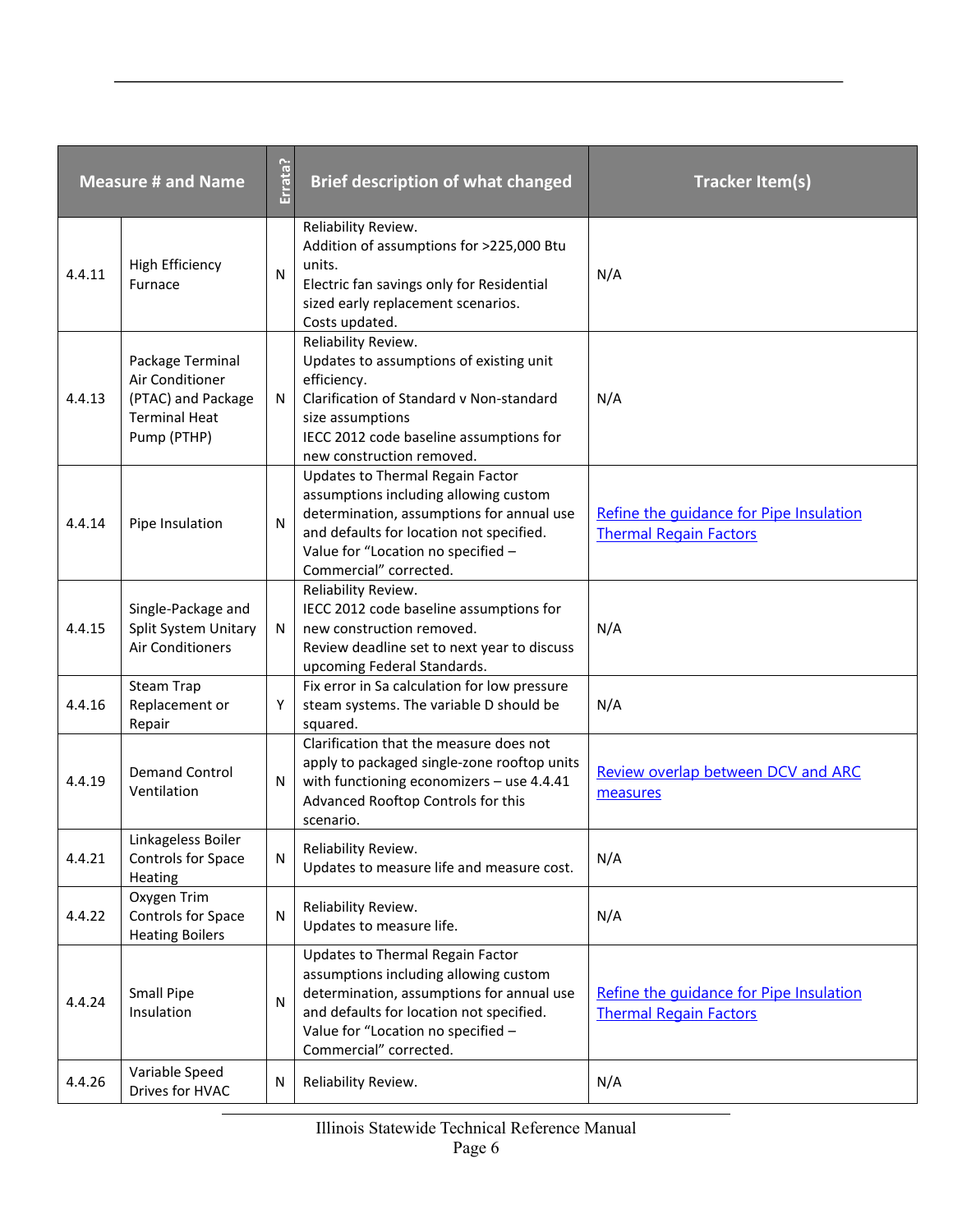| Measure # and Name | | Errata? | Brief description of what changed | Tracker Item(s) |
|---|---|---|---|---|
| 4.4.11 | High Efficiency Furnace | N | Reliability Review.<br>Addition of assumptions for >225,000 Btu units.<br>Electric fan savings only for Residential sized early replacement scenarios.<br>Costs updated. | N/A |
| 4.4.13 | Package Terminal Air Conditioner (PTAC) and Package Terminal Heat Pump (PTHP) | N | Reliability Review.<br>Updates to assumptions of existing unit efficiency.<br>Clarification of Standard v Non-standard size assumptions<br>IECC 2012 code baseline assumptions for new construction removed. | N/A |
| 4.4.14 | Pipe Insulation | N | Updates to Thermal Regain Factor assumptions including allowing custom determination, assumptions for annual use and defaults for location not specified.<br>Value for "Location no specified – Commercial" corrected. | Refine the guidance for Pipe Insulation Thermal Regain Factors |
| 4.4.15 | Single-Package and Split System Unitary Air Conditioners | N | Reliability Review.<br>IECC 2012 code baseline assumptions for new construction removed.<br>Review deadline set to next year to discuss upcoming Federal Standards. | N/A |
| 4.4.16 | Steam Trap Replacement or Repair | Y | Fix error in Sa calculation for low pressure steam systems. The variable D should be squared. | N/A |
| 4.4.19 | Demand Control Ventilation | N | Clarification that the measure does not apply to packaged single-zone rooftop units with functioning economizers – use 4.4.41 Advanced Rooftop Controls for this scenario. | Review overlap between DCV and ARC measures |
| 4.4.21 | Linkageless Boiler Controls for Space Heating | N | Reliability Review.<br>Updates to measure life and measure cost. | N/A |
| 4.4.22 | Oxygen Trim Controls for Space Heating Boilers | N | Reliability Review.<br>Updates to measure life. | N/A |
| 4.4.24 | Small Pipe Insulation | N | Updates to Thermal Regain Factor assumptions including allowing custom determination, assumptions for annual use and defaults for location not specified.<br>Value for "Location no specified – Commercial" corrected. | Refine the guidance for Pipe Insulation Thermal Regain Factors |
| 4.4.26 | Variable Speed Drives for HVAC | N | Reliability Review. | N/A |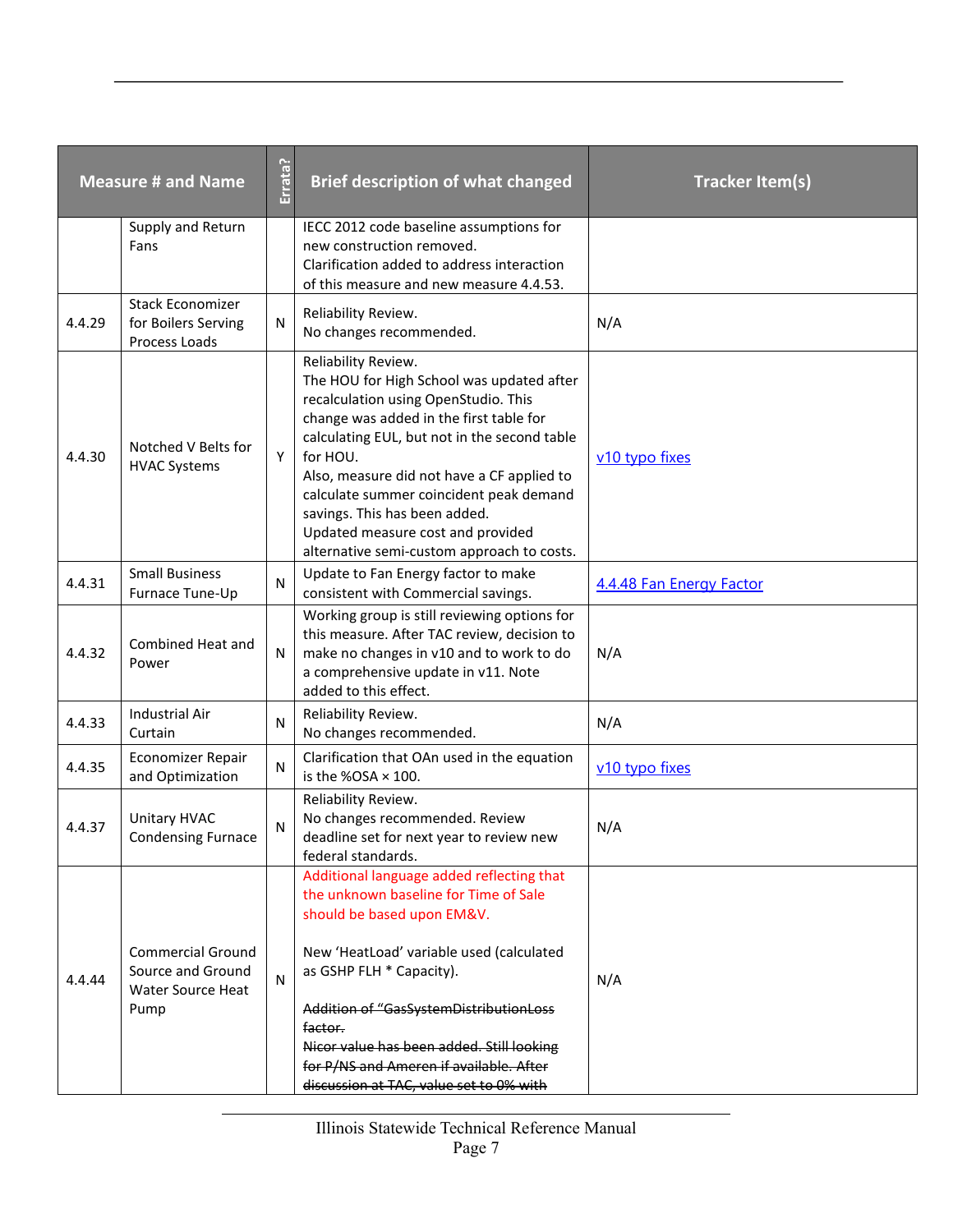| Measure # and Name | | Errata? | Brief description of what changed | Tracker Item(s) |
|---|---|---|---|---|
| | Supply and Return Fans | | IECC 2012 code baseline assumptions for new construction removed.<br>Clarification added to address interaction of this measure and new measure 4.4.53. | |
| 4.4.29 | Stack Economizer for Boilers Serving Process Loads | N | Reliability Review.<br>No changes recommended. | N/A |
| 4.4.30 | Notched V Belts for HVAC Systems | Y | Reliability Review.<br>The HOU for High School was updated after recalculation using OpenStudio. This change was added in the first table for calculating EUL, but not in the second table for HOU.<br>Also, measure did not have a CF applied to calculate summer coincident peak demand savings. This has been added.<br>Updated measure cost and provided alternative semi-custom approach to costs. | v10 typo fixes |
| 4.4.31 | Small Business Furnace Tune-Up | N | Update to Fan Energy factor to make consistent with Commercial savings. | 4.4.48 Fan Energy Factor |
| 4.4.32 | Combined Heat and Power | N | Working group is still reviewing options for this measure. After TAC review, decision to make no changes in v10 and to work to do a comprehensive update in v11. Note added to this effect. | N/A |
| 4.4.33 | Industrial Air Curtain | N | Reliability Review.<br>No changes recommended. | N/A |
| 4.4.35 | Economizer Repair and Optimization | N | Clarification that OAn used in the equation is the %OSA × 100. | v10 typo fixes |
| 4.4.37 | Unitary HVAC Condensing Furnace | N | Reliability Review.<br>No changes recommended. Review deadline set for next year to review new federal standards. | N/A |
| 4.4.44 | Commercial Ground Source and Ground Water Source Heat Pump | N | Additional language added reflecting that the unknown baseline for Time of Sale should be based upon EM&V.<br><br>New 'HeatLoad' variable used (calculated as GSHP FLH * Capacity).<br><br>~~Addition of "GasSystemDistributionLoss factor.~~<br>~~Nicor value has been added. Still looking for P/NS and Ameren if available. After discussion at TAC, value set to 0% with~~ | N/A |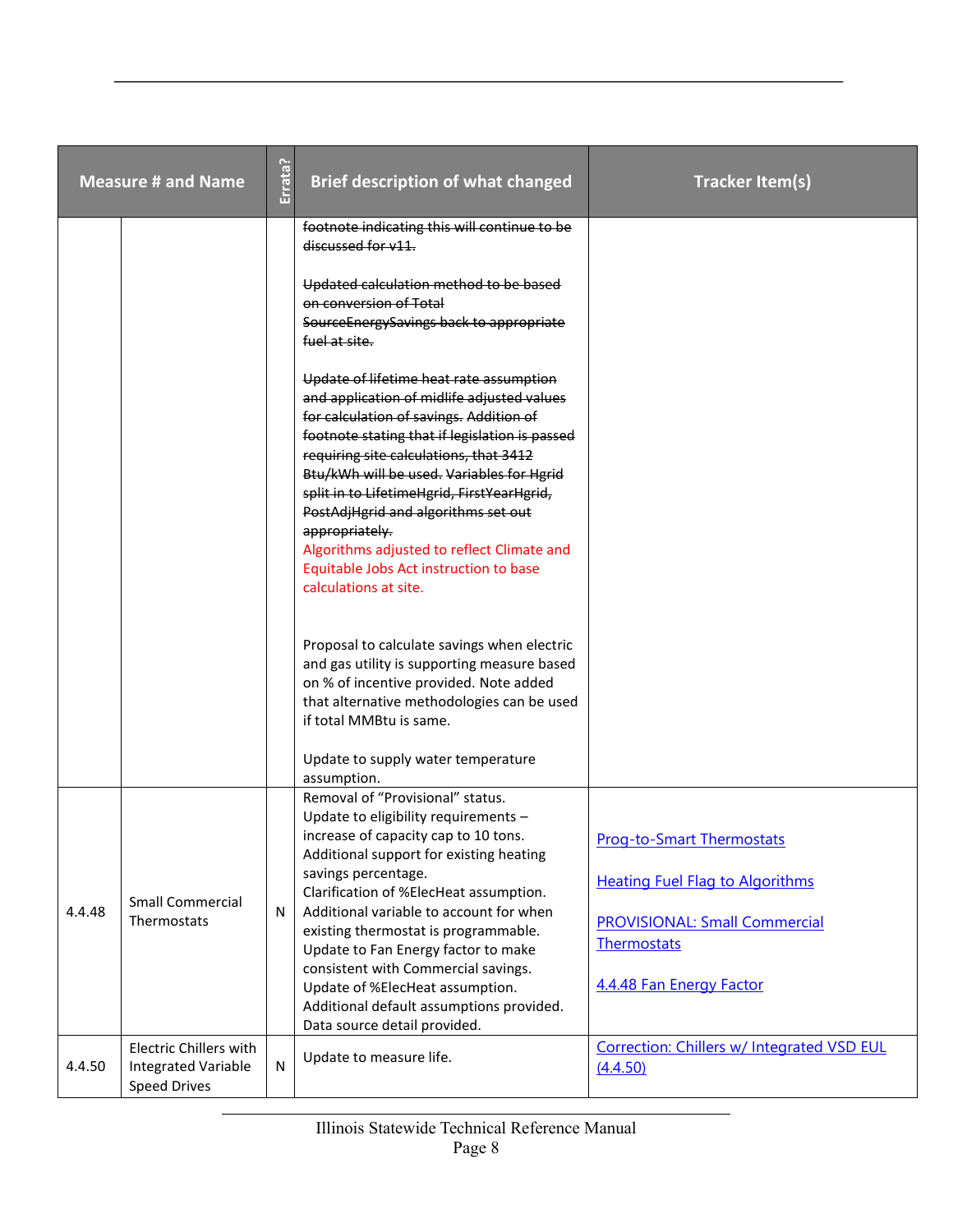| Measure # and Name | | Errata? | Brief description of what changed | Tracker Item(s) |
|---|---|---|---|---|
| | | | ~~footnote indicating this will continue to be discussed for v11.~~<br><br>~~Updated calculation method to be based on conversion of Total SourceEnergySavings back to appropriate fuel at site.~~<br><br>~~Update of lifetime heat rate assumption and application of midlife adjusted values for calculation of savings. Addition of footnote stating that if legislation is passed requiring site calculations, that 3412 Btu/kWh will be used. Variables for Hgrid split in to LifetimeHgrid, FirstYearHgrid, PostAdjHgrid and algorithms set out appropriately.~~<br>Algorithms adjusted to reflect Climate and Equitable Jobs Act instruction to base calculations at site.<br><br>Proposal to calculate savings when electric and gas utility is supporting measure based on % of incentive provided. Note added that alternative methodologies can be used if total MMBtu is same.<br><br>Update to supply water temperature assumption. | |
| 4.4.48 | Small Commercial Thermostats | N | Removal of "Provisional" status.<br>Update to eligibility requirements – increase of capacity cap to 10 tons.<br>Additional support for existing heating savings percentage.<br>Clarification of %ElecHeat assumption.<br>Additional variable to account for when existing thermostat is programmable.<br>Update to Fan Energy factor to make consistent with Commercial savings.<br>Update of %ElecHeat assumption.<br>Additional default assumptions provided.<br>Data source detail provided. | Prog-to-Smart Thermostats<br><br>Heating Fuel Flag to Algorithms<br><br>PROVISIONAL: Small Commercial Thermostats<br><br>4.4.48 Fan Energy Factor |
| 4.4.50 | Electric Chillers with Integrated Variable Speed Drives | N | Update to measure life. | Correction: Chillers w/ Integrated VSD EUL (4.4.50) |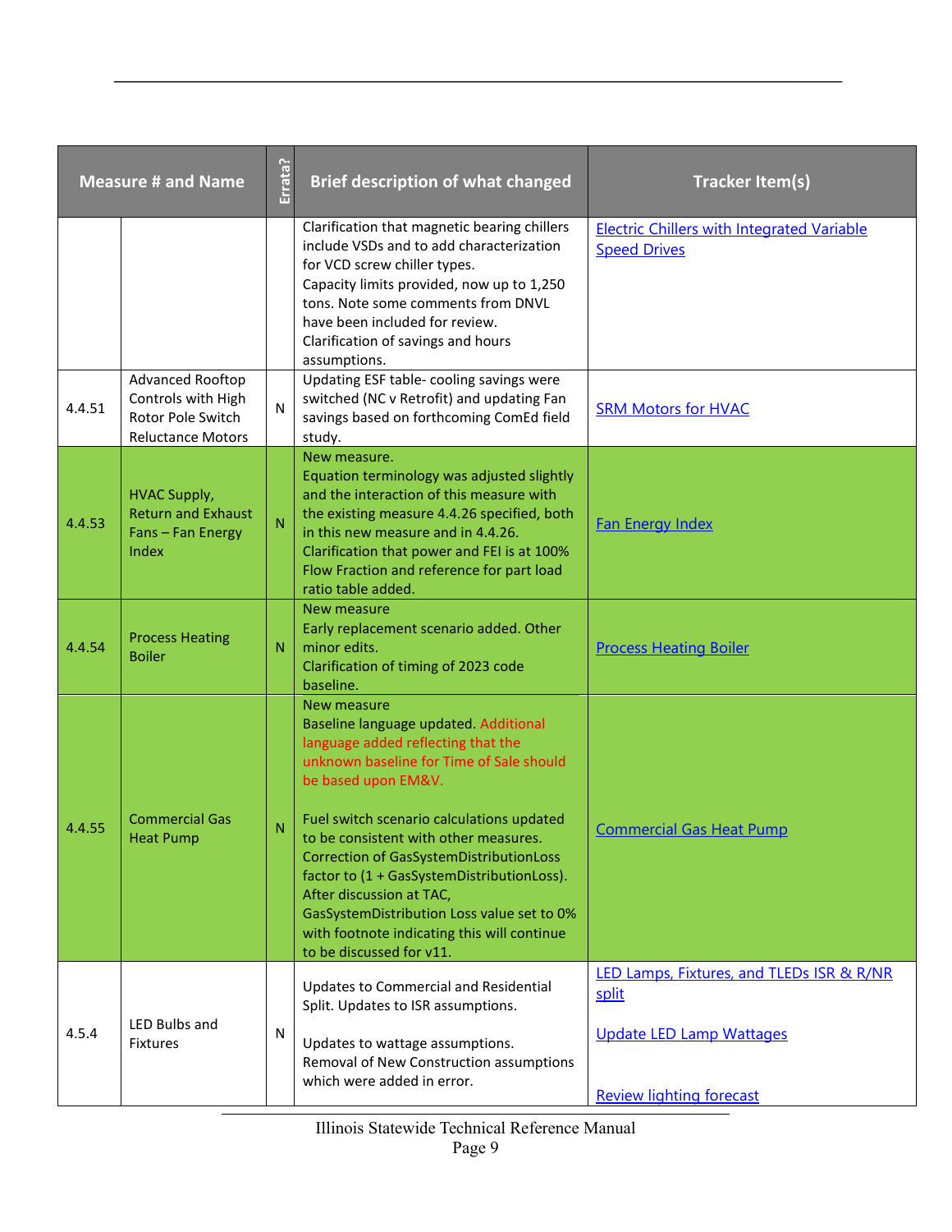| Measure # and Name | | Errata? | Brief description of what changed | Tracker Item(s) |
|---|---|---|---|---|
| | | | Clarification that magnetic bearing chillers include VSDs and to add characterization for VCD screw chiller types.<br>Capacity limits provided, now up to 1,250 tons. Note some comments from DNVL have been included for review.<br>Clarification of savings and hours assumptions. | Electric Chillers with Integrated Variable Speed Drives |
| 4.4.51 | Advanced Rooftop Controls with High Rotor Pole Switch Reluctance Motors | N | Updating ESF table- cooling savings were switched (NC v Retrofit) and updating Fan savings based on forthcoming ComEd field study. | SRM Motors for HVAC |
| 4.4.53 | HVAC Supply, Return and Exhaust Fans – Fan Energy Index | N | New measure.<br>Equation terminology was adjusted slightly and the interaction of this measure with the existing measure 4.4.26 specified, both in this new measure and in 4.4.26.<br>Clarification that power and FEI is at 100% Flow Fraction and reference for part load ratio table added. | Fan Energy Index |
| 4.4.54 | Process Heating Boiler | N | New measure<br>Early replacement scenario added. Other minor edits.<br>Clarification of timing of 2023 code baseline. | Process Heating Boiler |
| 4.4.55 | Commercial Gas Heat Pump | N | New measure<br>Baseline language updated. Additional language added reflecting that the unknown baseline for Time of Sale should be based upon EM&V.<br><br>Fuel switch scenario calculations updated to be consistent with other measures.<br>Correction of GasSystemDistributionLoss factor to (1 + GasSystemDistributionLoss).<br>After discussion at TAC, GasSystemDistribution Loss value set to 0% with footnote indicating this will continue to be discussed for v11. | Commercial Gas Heat Pump |
| 4.5.4 | LED Bulbs and Fixtures | N | Updates to Commercial and Residential Split. Updates to ISR assumptions.<br><br>Updates to wattage assumptions.<br>Removal of New Construction assumptions which were added in error. | LED Lamps, Fixtures, and TLEDs ISR & R/NR split<br><br>Update LED Lamp Wattages<br><br>Review lighting forecast |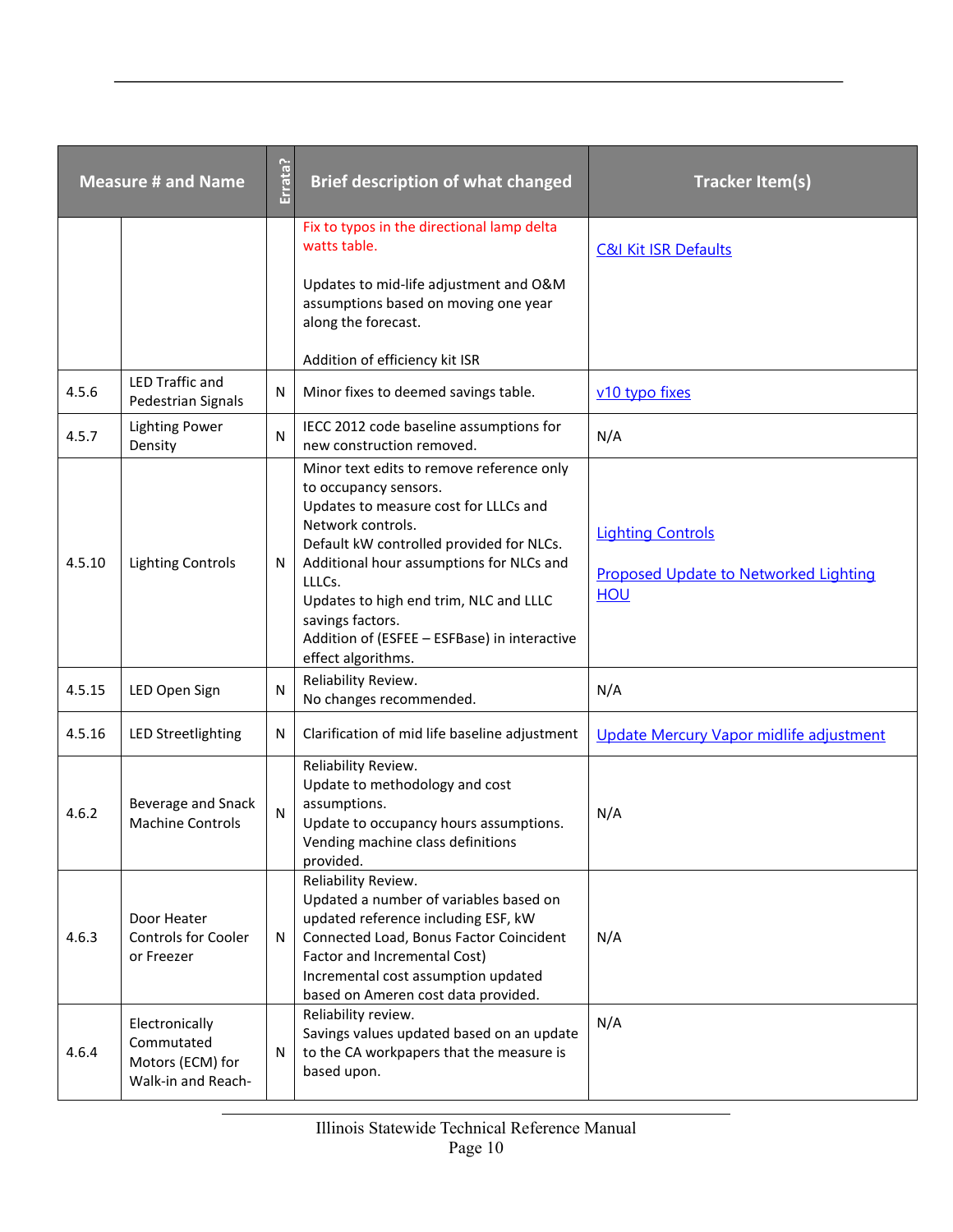| Measure # and Name | | Errata? | Brief description of what changed | Tracker Item(s) |
|---|---|---|---|---|
| | | | Fix to typos in the directional lamp delta watts table.<br><br>Updates to mid-life adjustment and O&M assumptions based on moving one year along the forecast.<br><br>Addition of efficiency kit ISR | C&I Kit ISR Defaults |
| 4.5.6 | LED Traffic and Pedestrian Signals | N | Minor fixes to deemed savings table. | v10 typo fixes |
| 4.5.7 | Lighting Power Density | N | IECC 2012 code baseline assumptions for new construction removed. | N/A |
| 4.5.10 | Lighting Controls | N | Minor text edits to remove reference only to occupancy sensors.<br>Updates to measure cost for LLLCs and Network controls.<br>Default kW controlled provided for NLCs.<br>Additional hour assumptions for NLCs and LLLCs.<br>Updates to high end trim, NLC and LLLC savings factors.<br>Addition of (ESFEE – ESFBase) in interactive effect algorithms. | Lighting Controls<br><br>Proposed Update to Networked Lighting HOU |
| 4.5.15 | LED Open Sign | N | Reliability Review.<br>No changes recommended. | N/A |
| 4.5.16 | LED Streetlighting | N | Clarification of mid life baseline adjustment | Update Mercury Vapor midlife adjustment |
| 4.6.2 | Beverage and Snack Machine Controls | N | Reliability Review.<br>Update to methodology and cost assumptions.<br>Update to occupancy hours assumptions.<br>Vending machine class definitions provided. | N/A |
| 4.6.3 | Door Heater Controls for Cooler or Freezer | N | Reliability Review.<br>Updated a number of variables based on updated reference including ESF, kW Connected Load, Bonus Factor Coincident Factor and Incremental Cost)<br>Incremental cost assumption updated based on Ameren cost data provided. | N/A |
| 4.6.4 | Electronically Commutated Motors (ECM) for Walk-in and Reach- | N | Reliability review.<br>Savings values updated based on an update to the CA workpapers that the measure is based upon. | N/A |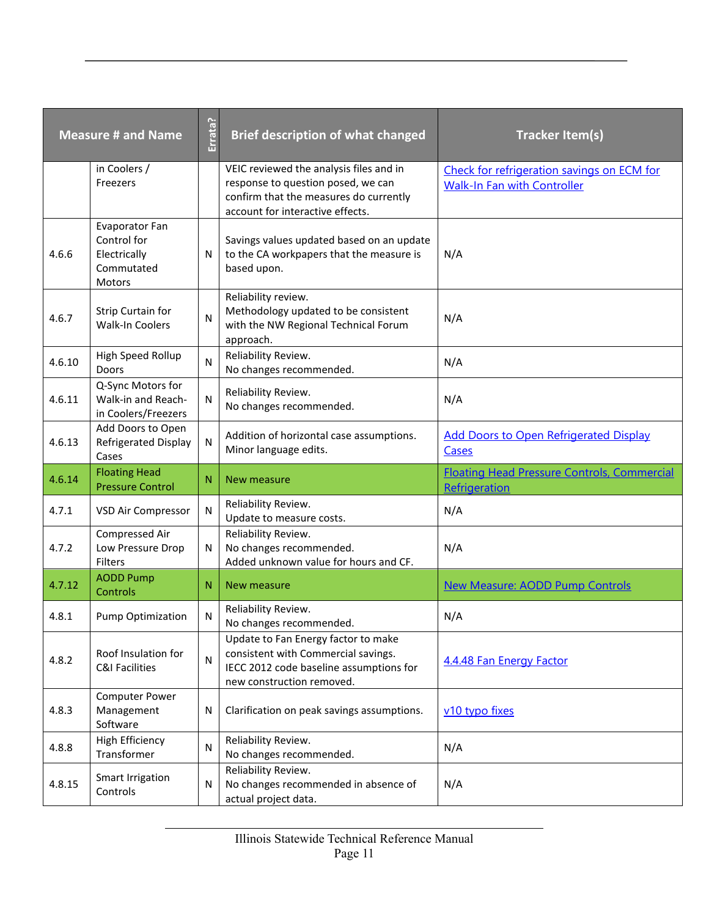| Measure # and Name | | Errata? | Brief description of what changed | Tracker Item(s) |
|---|---|---|---|---|
| | in Coolers / Freezers | | VEIC reviewed the analysis files and in response to question posed, we can confirm that the measures do currently account for interactive effects. | Check for refrigeration savings on ECM for Walk-In Fan with Controller |
| 4.6.6 | Evaporator Fan Control for Electrically Commutated Motors | N | Savings values updated based on an update to the CA workpapers that the measure is based upon. | N/A |
| 4.6.7 | Strip Curtain for Walk-In Coolers | N | Reliability review. Methodology updated to be consistent with the NW Regional Technical Forum approach. | N/A |
| 4.6.10 | High Speed Rollup Doors | N | Reliability Review. No changes recommended. | N/A |
| 4.6.11 | Q-Sync Motors for Walk-in and Reach-in Coolers/Freezers | N | Reliability Review. No changes recommended. | N/A |
| 4.6.13 | Add Doors to Open Refrigerated Display Cases | N | Addition of horizontal case assumptions. Minor language edits. | Add Doors to Open Refrigerated Display Cases |
| 4.6.14 | Floating Head Pressure Control | N | New measure | Floating Head Pressure Controls, Commercial Refrigeration |
| 4.7.1 | VSD Air Compressor | N | Reliability Review. Update to measure costs. | N/A |
| 4.7.2 | Compressed Air Low Pressure Drop Filters | N | Reliability Review. No changes recommended. Added unknown value for hours and CF. | N/A |
| 4.7.12 | AODD Pump Controls | N | New measure | New Measure: AODD Pump Controls |
| 4.8.1 | Pump Optimization | N | Reliability Review. No changes recommended. | N/A |
| 4.8.2 | Roof Insulation for C&I Facilities | N | Update to Fan Energy factor to make consistent with Commercial savings. IECC 2012 code baseline assumptions for new construction removed. | 4.4.48 Fan Energy Factor |
| 4.8.3 | Computer Power Management Software | N | Clarification on peak savings assumptions. | v10 typo fixes |
| 4.8.8 | High Efficiency Transformer | N | Reliability Review. No changes recommended. | N/A |
| 4.8.15 | Smart Irrigation Controls | N | Reliability Review. No changes recommended in absence of actual project data. | N/A |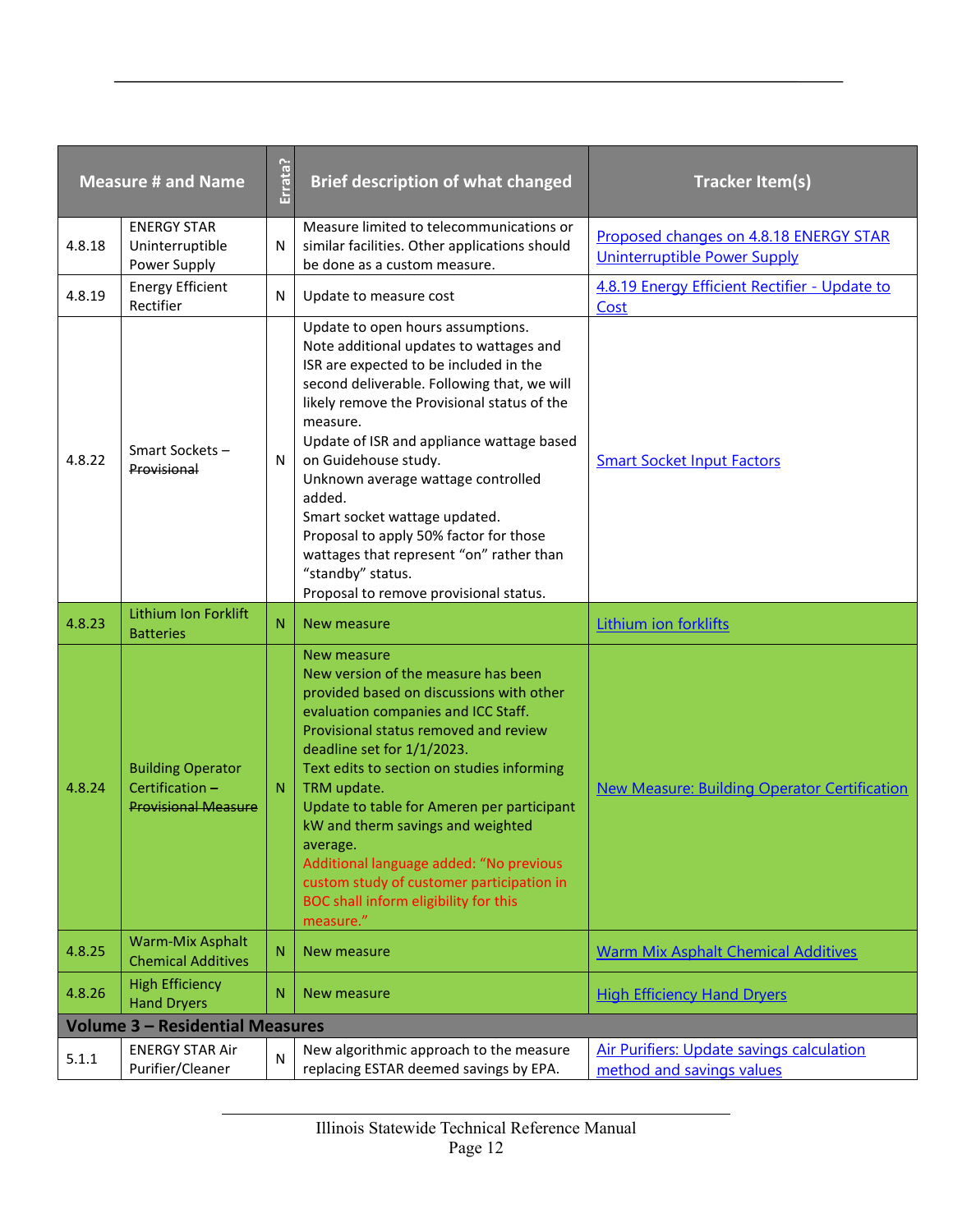| Measure # and Name | | Errata? | Brief description of what changed | Tracker Item(s) |
|---|---|---|---|---|
| 4.8.18 | ENERGY STAR Uninterruptible Power Supply | N | Measure limited to telecommunications or similar facilities. Other applications should be done as a custom measure. | Proposed changes on 4.8.18 ENERGY STAR Uninterruptible Power Supply |
| 4.8.19 | Energy Efficient Rectifier | N | Update to measure cost | 4.8.19 Energy Efficient Rectifier - Update to Cost |
| 4.8.22 | Smart Sockets – ~~Provisional~~ | N | Update to open hours assumptions.<br>Note additional updates to wattages and ISR are expected to be included in the second deliverable. Following that, we will likely remove the Provisional status of the measure.<br>Update of ISR and appliance wattage based on Guidehouse study.<br>Unknown average wattage controlled added.<br>Smart socket wattage updated.<br>Proposal to apply 50% factor for those wattages that represent "on" rather than "standby" status.<br>Proposal to remove provisional status. | Smart Socket Input Factors |
| 4.8.23 | Lithium Ion Forklift Batteries | N | New measure | Lithium ion forklifts |
| 4.8.24 | Building Operator Certification – ~~Provisional Measure~~ | N | New measure<br>New version of the measure has been provided based on discussions with other evaluation companies and ICC Staff.<br>Provisional status removed and review deadline set for 1/1/2023.<br>Text edits to section on studies informing TRM update.<br>Update to table for Ameren per participant kW and therm savings and weighted average.<br>Additional language added: "No previous custom study of customer participation in BOC shall inform eligibility for this measure." | New Measure: Building Operator Certification |
| 4.8.25 | Warm-Mix Asphalt Chemical Additives | N | New measure | Warm Mix Asphalt Chemical Additives |
| 4.8.26 | High Efficiency Hand Dryers | N | New measure | High Efficiency Hand Dryers |
| **Volume 3 – Residential Measures** | | | | |
| 5.1.1 | ENERGY STAR Air Purifier/Cleaner | N | New algorithmic approach to the measure replacing ESTAR deemed savings by EPA. | Air Purifiers: Update savings calculation method and savings values |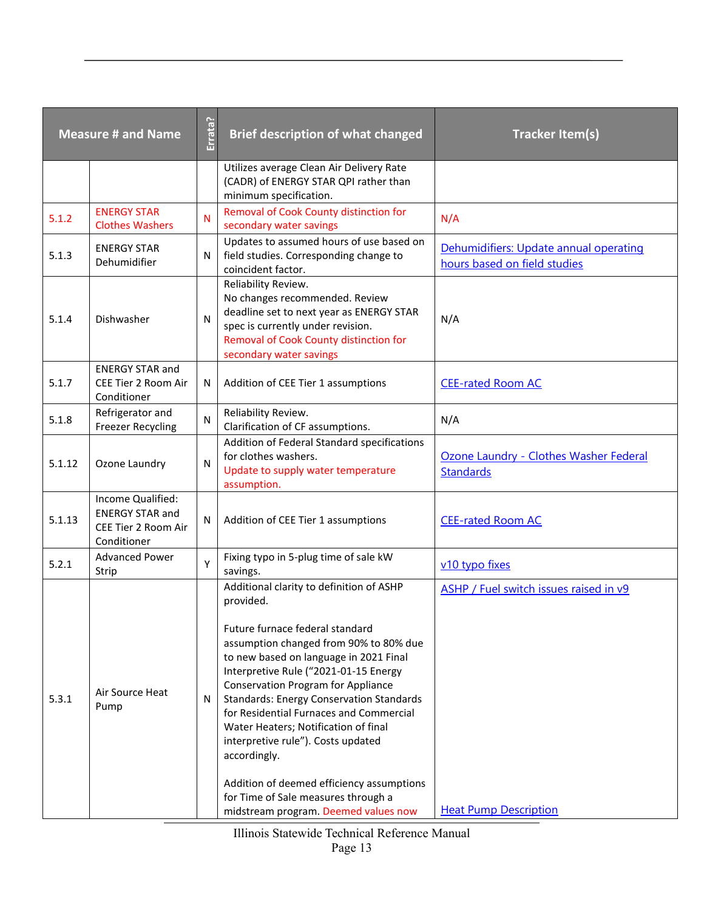| Measure # and Name | | Errata? | Brief description of what changed | Tracker Item(s) |
|---|---|---|---|---|
| | | | Utilizes average Clean Air Delivery Rate (CADR) of ENERGY STAR QPI rather than minimum specification. | |
| 5.1.2 | ENERGY STAR Clothes Washers | N | Removal of Cook County distinction for secondary water savings | N/A |
| 5.1.3 | ENERGY STAR Dehumidifier | N | Updates to assumed hours of use based on field studies. Corresponding change to coincident factor. | Dehumidifiers: Update annual operating hours based on field studies |
| 5.1.4 | Dishwasher | N | Reliability Review.<br>No changes recommended. Review deadline set to next year as ENERGY STAR spec is currently under revision.<br>Removal of Cook County distinction for secondary water savings | N/A |
| 5.1.7 | ENERGY STAR and CEE Tier 2 Room Air Conditioner | N | Addition of CEE Tier 1 assumptions | CEE-rated Room AC |
| 5.1.8 | Refrigerator and Freezer Recycling | N | Reliability Review.<br>Clarification of CF assumptions. | N/A |
| 5.1.12 | Ozone Laundry | N | Addition of Federal Standard specifications for clothes washers.<br>Update to supply water temperature assumption. | Ozone Laundry - Clothes Washer Federal Standards |
| 5.1.13 | Income Qualified: ENERGY STAR and CEE Tier 2 Room Air Conditioner | N | Addition of CEE Tier 1 assumptions | CEE-rated Room AC |
| 5.2.1 | Advanced Power Strip | Y | Fixing typo in 5-plug time of sale kW savings. | v10 typo fixes |
| 5.3.1 | Air Source Heat Pump | N | Additional clarity to definition of ASHP provided.<br><br>Future furnace federal standard assumption changed from 90% to 80% due to new based on language in 2021 Final Interpretive Rule ("2021-01-15 Energy Conservation Program for Appliance Standards: Energy Conservation Standards for Residential Furnaces and Commercial Water Heaters; Notification of final interpretive rule"). Costs updated accordingly.<br><br>Addition of deemed efficiency assumptions for Time of Sale measures through a midstream program. Deemed values now | ASHP / Fuel switch issues raised in v9<br><br>Heat Pump Description |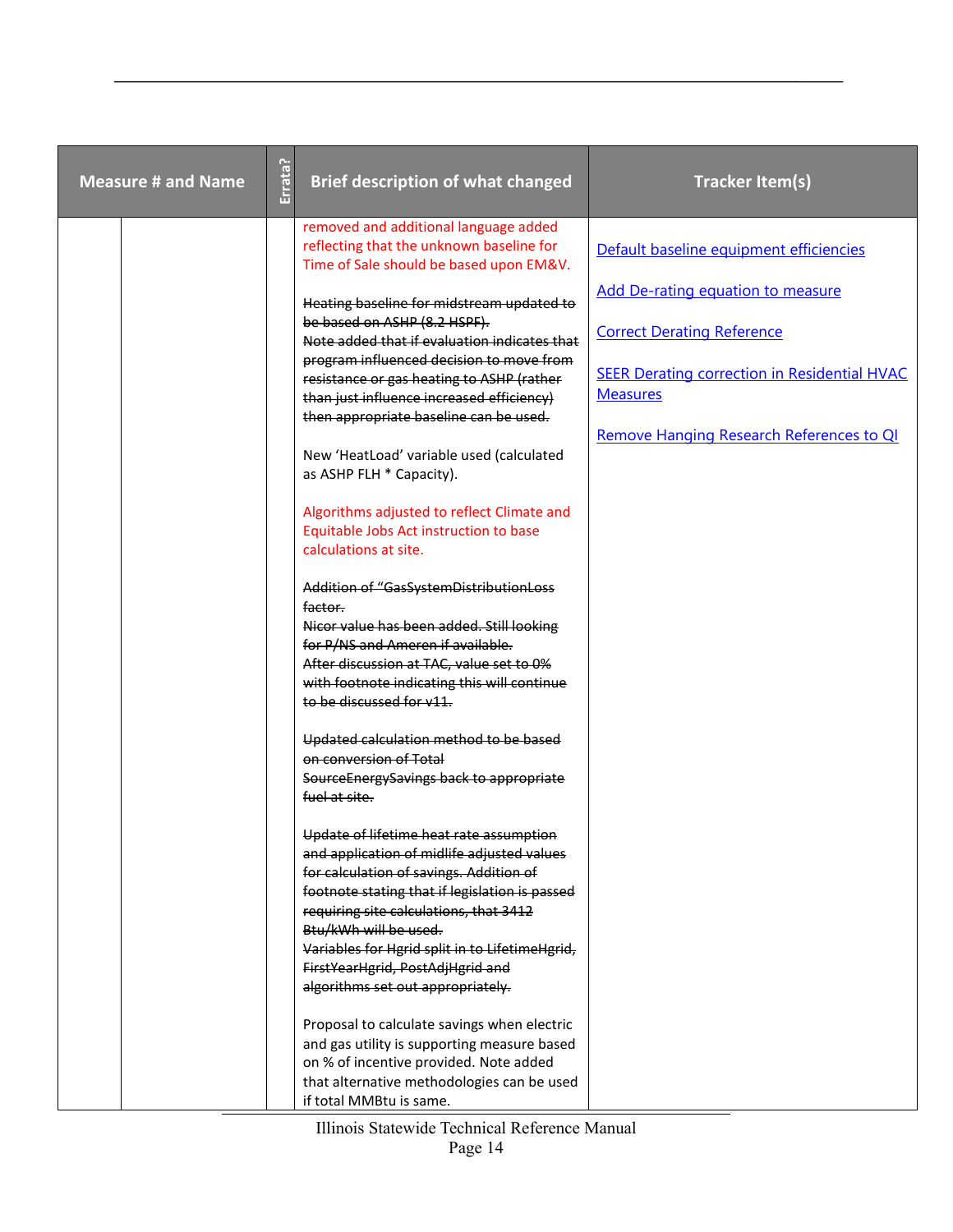| Measure # and Name | | Errata? | Brief description of what changed | Tracker Item(s) |
|---|---|---|---|---|
| | | | removed and additional language added reflecting that the unknown baseline for Time of Sale should be based upon EM&V.<br><br>~~Heating baseline for midstream updated to be based on ASHP (8.2 HSPF).~~<br>~~Note added that if evaluation indicates that program influenced decision to move from resistance or gas heating to ASHP (rather than just influence increased efficiency) then appropriate baseline can be used.~~<br><br>New 'HeatLoad' variable used (calculated as ASHP FLH * Capacity).<br><br>Algorithms adjusted to reflect Climate and Equitable Jobs Act instruction to base calculations at site.<br><br>~~Addition of "GasSystemDistributionLoss factor.~~<br>~~Nicor value has been added. Still looking for P/NS and Ameren if available.~~<br>~~After discussion at TAC, value set to 0% with footnote indicating this will continue to be discussed for v11.~~<br><br>~~Updated calculation method to be based on conversion of Total SourceEnergySavings back to appropriate fuel at site.~~<br><br>~~Update of lifetime heat rate assumption and application of midlife adjusted values for calculation of savings. Addition of footnote stating that if legislation is passed requiring site calculations, that 3412 Btu/kWh will be used.~~<br>~~Variables for Hgrid split in to LifetimeHgrid, FirstYearHgrid, PostAdjHgrid and algorithms set out appropriately.~~<br><br>Proposal to calculate savings when electric and gas utility is supporting measure based on % of incentive provided. Note added that alternative methodologies can be used if total MMBtu is same. | Default baseline equipment efficiencies<br><br>Add De-rating equation to measure<br><br>Correct Derating Reference<br><br>SEER Derating correction in Residential HVAC Measures<br><br>Remove Hanging Research References to QI |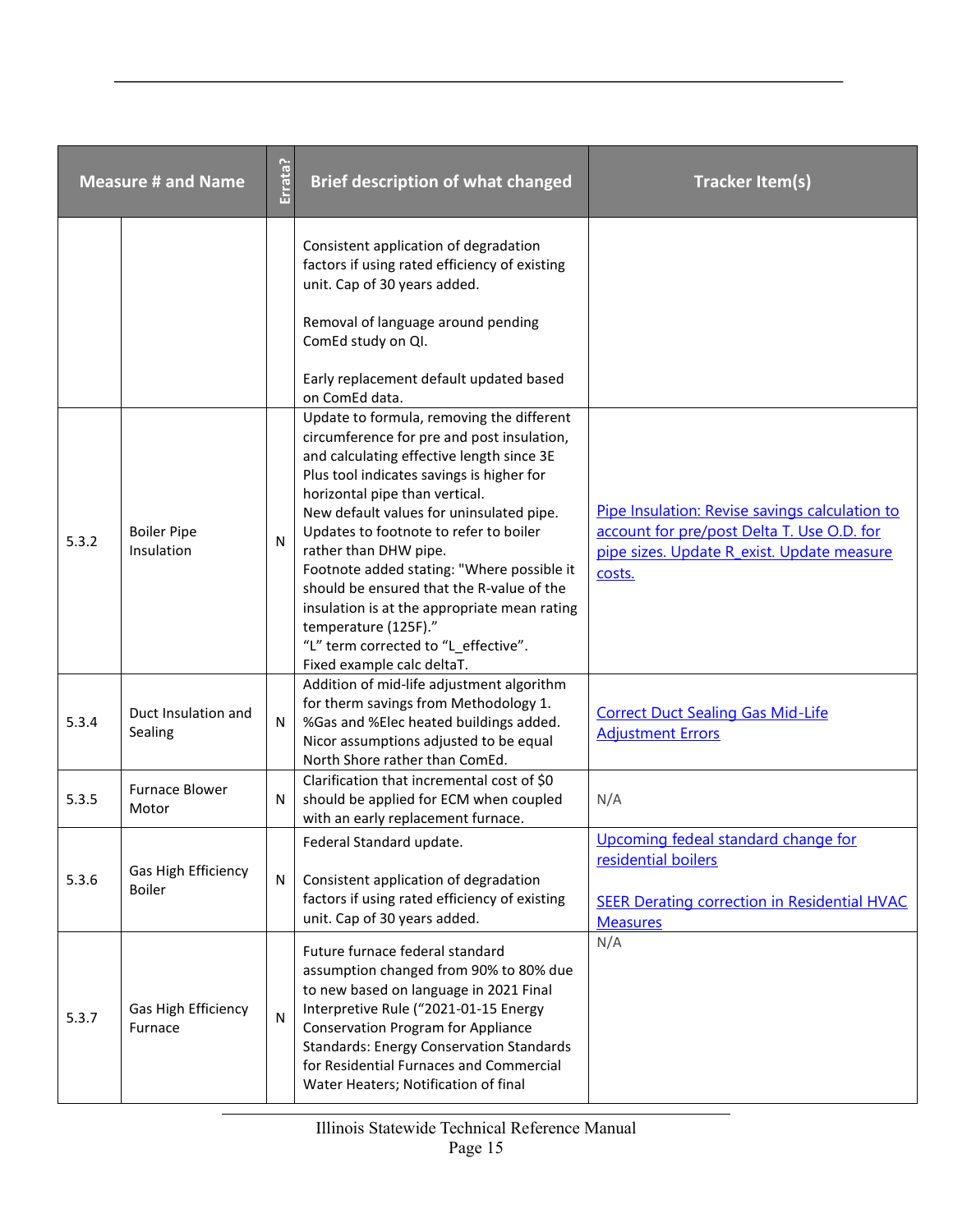| Measure # and Name | | Errata? | Brief description of what changed | Tracker Item(s) |
|---|---|---|---|---|
| | | | Consistent application of degradation factors if using rated efficiency of existing unit. Cap of 30 years added.<br><br>Removal of language around pending ComEd study on QI.<br><br>Early replacement default updated based on ComEd data. | |
| 5.3.2 | Boiler Pipe Insulation | N | Update to formula, removing the different circumference for pre and post insulation, and calculating effective length since 3E Plus tool indicates savings is higher for horizontal pipe than vertical.<br>New default values for uninsulated pipe.<br>Updates to footnote to refer to boiler rather than DHW pipe.<br>Footnote added stating: "Where possible it should be ensured that the R-value of the insulation is at the appropriate mean rating temperature (125F)."<br>"L" term corrected to "L_effective".<br>Fixed example calc deltaT. | Pipe Insulation: Revise savings calculation to account for pre/post Delta T. Use O.D. for pipe sizes. Update R_exist. Update measure costs. |
| 5.3.4 | Duct Insulation and Sealing | N | Addition of mid-life adjustment algorithm for therm savings from Methodology 1.<br>%Gas and %Elec heated buildings added.<br>Nicor assumptions adjusted to be equal North Shore rather than ComEd. | Correct Duct Sealing Gas Mid-Life Adjustment Errors |
| 5.3.5 | Furnace Blower Motor | N | Clarification that incremental cost of $0 should be applied for ECM when coupled with an early replacement furnace. | N/A |
| 5.3.6 | Gas High Efficiency Boiler | N | Federal Standard update.<br><br>Consistent application of degradation factors if using rated efficiency of existing unit. Cap of 30 years added. | Upcoming fedeal standard change for residential boilers<br><br>SEER Derating correction in Residential HVAC Measures |
| 5.3.7 | Gas High Efficiency Furnace | N | Future furnace federal standard assumption changed from 90% to 80% due to new based on language in 2021 Final Interpretive Rule ("2021-01-15 Energy Conservation Program for Appliance Standards: Energy Conservation Standards for Residential Furnaces and Commercial Water Heaters; Notification of final | N/A |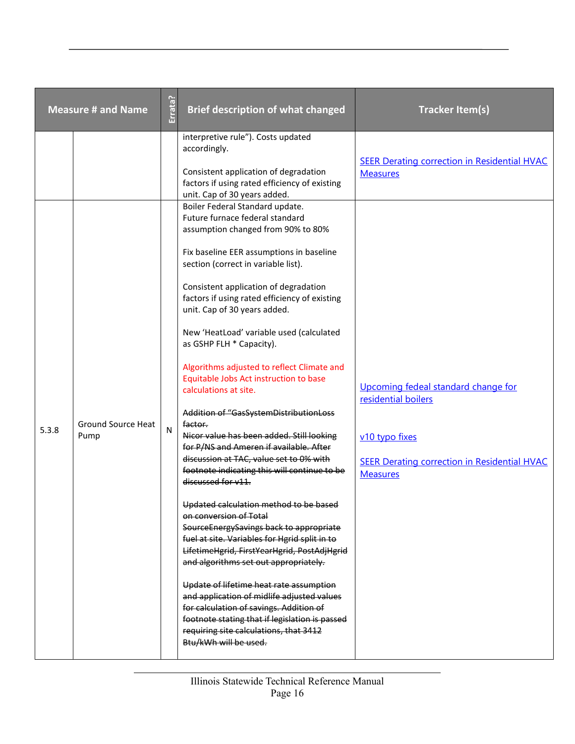| Measure # and Name | | Errata? | Brief description of what changed | Tracker Item(s) |
|---|---|---|---|---|
| | | | interpretive rule"). Costs updated accordingly.<br><br>Consistent application of degradation factors if using rated efficiency of existing unit. Cap of 30 years added. | SEER Derating correction in Residential HVAC Measures |
| 5.3.8 | Ground Source Heat Pump | N | Boiler Federal Standard update. Future furnace federal standard assumption changed from 90% to 80%<br><br>Fix baseline EER assumptions in baseline section (correct in variable list).<br><br>Consistent application of degradation factors if using rated efficiency of existing unit. Cap of 30 years added.<br><br>New 'HeatLoad' variable used (calculated as GSHP FLH * Capacity).<br><br>Algorithms adjusted to reflect Climate and Equitable Jobs Act instruction to base calculations at site.<br><br>~~Addition of "GasSystemDistributionLoss factor. Nicor value has been added. Still looking for P/NS and Ameren if available. After discussion at TAC, value set to 0% with footnote indicating this will continue to be discussed for v11.~~<br><br>~~Updated calculation method to be based on conversion of Total SourceEnergySavings back to appropriate fuel at site. Variables for Hgrid split in to LifetimeHgrid, FirstYearHgrid, PostAdjHgrid and algorithms set out appropriately.~~<br><br>~~Update of lifetime heat rate assumption and application of midlife adjusted values for calculation of savings. Addition of footnote stating that if legislation is passed requiring site calculations, that 3412 Btu/kWh will be used.~~ | Upcoming fedeal standard change for residential boilers<br><br>v10 typo fixes<br><br>SEER Derating correction in Residential HVAC Measures |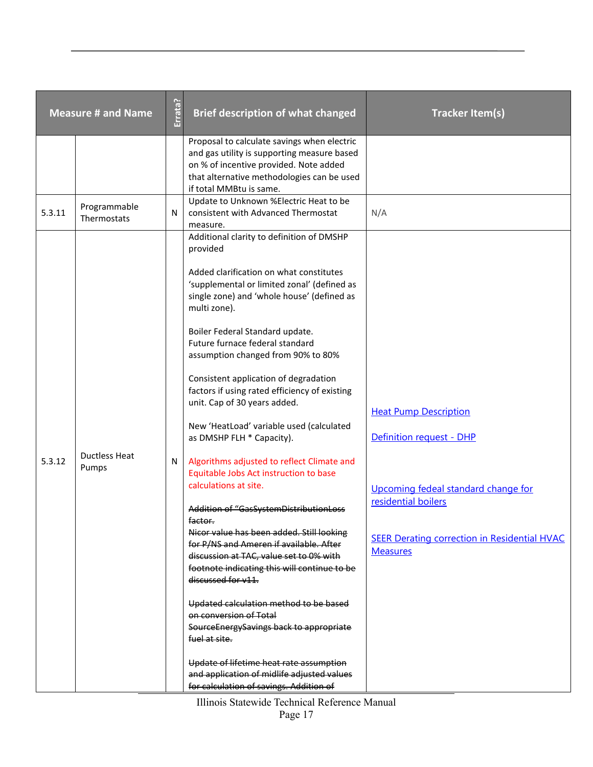| Measure # and Name | | Errata? | Brief description of what changed | Tracker Item(s) |
|---|---|---|---|---|
| | | | Proposal to calculate savings when electric and gas utility is supporting measure based on % of incentive provided. Note added that alternative methodologies can be used if total MMBtu is same. | |
| 5.3.11 | Programmable Thermostats | N | Update to Unknown %Electric Heat to be consistent with Advanced Thermostat measure. | N/A |
| 5.3.12 | Ductless Heat Pumps | N | Additional clarity to definition of DMSHP provided<br><br>Added clarification on what constitutes 'supplemental or limited zonal' (defined as single zone) and 'whole house' (defined as multi zone).<br><br>Boiler Federal Standard update.<br>Future furnace federal standard assumption changed from 90% to 80%<br><br>Consistent application of degradation factors if using rated efficiency of existing unit. Cap of 30 years added.<br><br>New 'HeatLoad' variable used (calculated as DMSHP FLH * Capacity).<br><br>Algorithms adjusted to reflect Climate and Equitable Jobs Act instruction to base calculations at site.<br><br>~~Addition of "GasSystemDistributionLoss factor.~~<br>~~Nicor value has been added. Still looking for P/NS and Ameren if available. After discussion at TAC, value set to 0% with footnote indicating this will continue to be discussed for v11.~~<br><br>~~Updated calculation method to be based on conversion of Total SourceEnergySavings back to appropriate fuel at site.~~<br><br>~~Update of lifetime heat rate assumption and application of midlife adjusted values for calculation of savings. Addition of~~ | [Heat Pump Description]<br><br>[Definition request - DHP]<br><br>[Upcoming fedeal standard change for residential boilers]<br><br>[SEER Derating correction in Residential HVAC Measures] |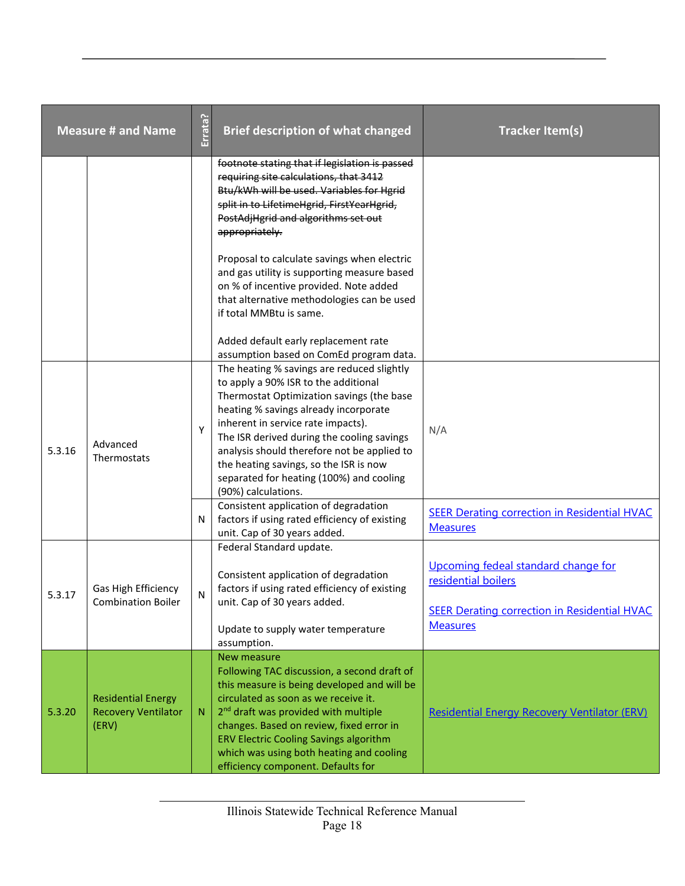| Measure # and Name | | Errata? | Brief description of what changed | Tracker Item(s) |
|---|---|---|---|---|
| | | | ~~footnote stating that if legislation is passed requiring site calculations, that 3412 Btu/kWh will be used. Variables for Hgrid split in to LifetimeHgrid, FirstYearHgrid, PostAdjHgrid and algorithms set out appropriately.~~<br><br>Proposal to calculate savings when electric and gas utility is supporting measure based on % of incentive provided. Note added that alternative methodologies can be used if total MMBtu is same.<br><br>Added default early replacement rate assumption based on ComEd program data. | |
| 5.3.16 | Advanced Thermostats | Y | The heating % savings are reduced slightly to apply a 90% ISR to the additional Thermostat Optimization savings (the base heating % savings already incorporate inherent in service rate impacts).<br>The ISR derived during the cooling savings analysis should therefore not be applied to the heating savings, so the ISR is now separated for heating (100%) and cooling (90%) calculations. | N/A |
| | | N | Consistent application of degradation factors if using rated efficiency of existing unit. Cap of 30 years added. | SEER Derating correction in Residential HVAC Measures |
| 5.3.17 | Gas High Efficiency Combination Boiler | N | Federal Standard update.<br><br>Consistent application of degradation factors if using rated efficiency of existing unit. Cap of 30 years added.<br><br>Update to supply water temperature assumption. | Upcoming fedeal standard change for residential boilers<br><br>SEER Derating correction in Residential HVAC Measures |
| 5.3.20 | Residential Energy Recovery Ventilator (ERV) | N | New measure<br>Following TAC discussion, a second draft of this measure is being developed and will be circulated as soon as we receive it.<br>2nd draft was provided with multiple changes. Based on review, fixed error in ERV Electric Cooling Savings algorithm which was using both heating and cooling efficiency component. Defaults for | Residential Energy Recovery Ventilator (ERV) |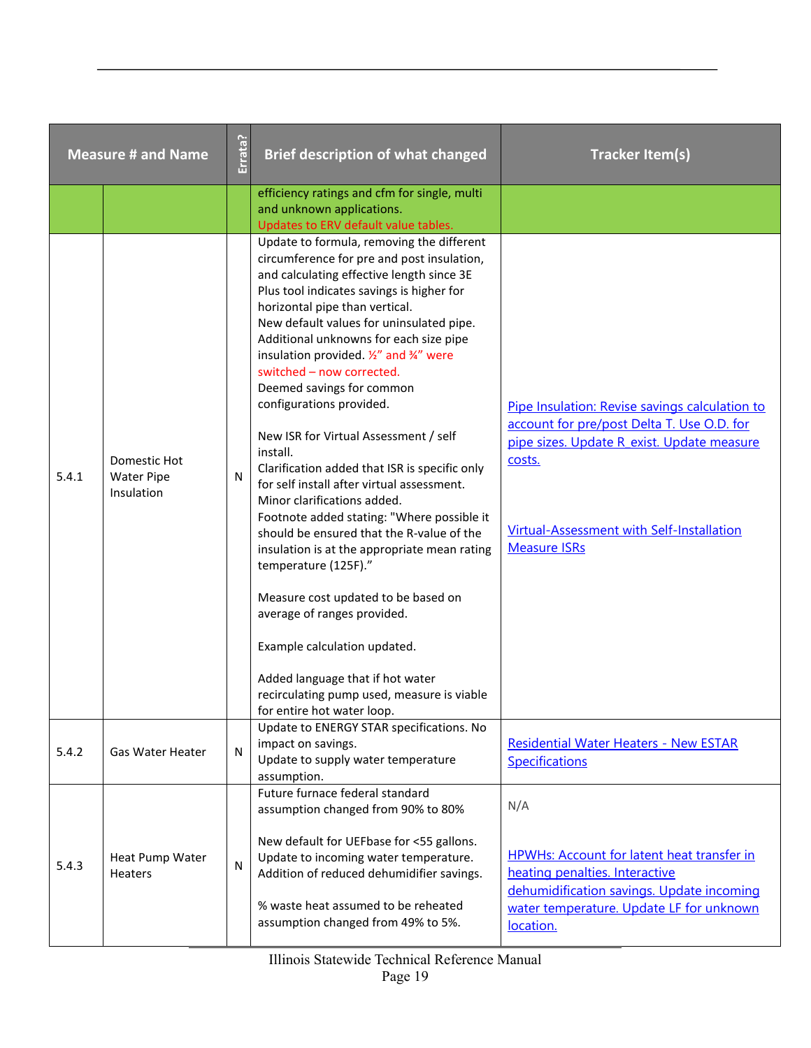| Measure # and Name | | Errata? | Brief description of what changed | Tracker Item(s) |
|---|---|---|---|---|
| | | | efficiency ratings and cfm for single, multi and unknown applications.<br>Updates to ERV default value tables. | |
| 5.4.1 | Domestic Hot Water Pipe Insulation | N | Update to formula, removing the different circumference for pre and post insulation, and calculating effective length since 3E Plus tool indicates savings is higher for horizontal pipe than vertical.<br>New default values for uninsulated pipe. Additional unknowns for each size pipe insulation provided. ½" and ¾" were switched – now corrected.<br>Deemed savings for common configurations provided.<br><br>New ISR for Virtual Assessment / self install.<br>Clarification added that ISR is specific only for self install after virtual assessment.<br>Minor clarifications added.<br>Footnote added stating: "Where possible it should be ensured that the R-value of the insulation is at the appropriate mean rating temperature (125F)."<br><br>Measure cost updated to be based on average of ranges provided.<br><br>Example calculation updated.<br><br>Added language that if hot water recirculating pump used, measure is viable for entire hot water loop. | Pipe Insulation: Revise savings calculation to account for pre/post Delta T. Use O.D. for pipe sizes. Update R_exist. Update measure costs.<br><br>Virtual-Assessment with Self-Installation Measure ISRs |
| 5.4.2 | Gas Water Heater | N | Update to ENERGY STAR specifications. No impact on savings.<br>Update to supply water temperature assumption. | Residential Water Heaters - New ESTAR Specifications |
| 5.4.3 | Heat Pump Water Heaters | N | Future furnace federal standard assumption changed from 90% to 80%<br><br>New default for UEFbase for <55 gallons.<br>Update to incoming water temperature.<br>Addition of reduced dehumidifier savings.<br><br>% waste heat assumed to be reheated assumption changed from 49% to 5%. | N/A<br><br>HPWHs: Account for latent heat transfer in heating penalties. Interactive dehumidification savings. Update incoming water temperature. Update LF for unknown location. |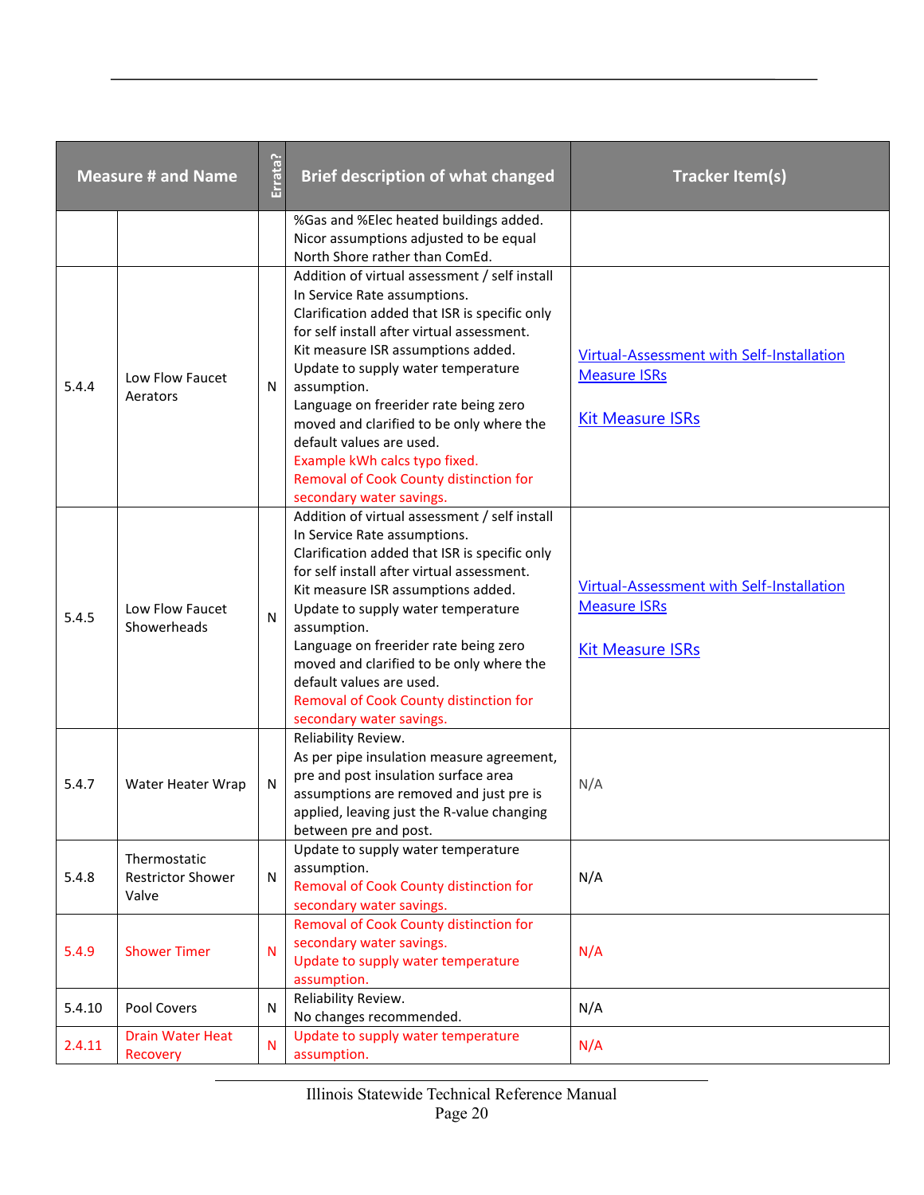| Measure # and Name | | Errata? | Brief description of what changed | Tracker Item(s) |
|---|---|---|---|---|
| | | | %Gas and %Elec heated buildings added. Nicor assumptions adjusted to be equal North Shore rather than ComEd. | |
| 5.4.4 | Low Flow Faucet Aerators | N | Addition of virtual assessment / self install In Service Rate assumptions. Clarification added that ISR is specific only for self install after virtual assessment. Kit measure ISR assumptions added. Update to supply water temperature assumption. Language on freerider rate being zero moved and clarified to be only where the default values are used. Example kWh calcs typo fixed. Removal of Cook County distinction for secondary water savings. | Virtual-Assessment with Self-Installation Measure ISRs<br><br>Kit Measure ISRs |
| 5.4.5 | Low Flow Faucet Showerheads | N | Addition of virtual assessment / self install In Service Rate assumptions. Clarification added that ISR is specific only for self install after virtual assessment. Kit measure ISR assumptions added. Update to supply water temperature assumption. Language on freerider rate being zero moved and clarified to be only where the default values are used. Removal of Cook County distinction for secondary water savings. | Virtual-Assessment with Self-Installation Measure ISRs<br><br>Kit Measure ISRs |
| 5.4.7 | Water Heater Wrap | N | Reliability Review. As per pipe insulation measure agreement, pre and post insulation surface area assumptions are removed and just pre is applied, leaving just the R-value changing between pre and post. | N/A |
| 5.4.8 | Thermostatic Restrictor Shower Valve | N | Update to supply water temperature assumption. Removal of Cook County distinction for secondary water savings. | N/A |
| 5.4.9 | Shower Timer | N | Removal of Cook County distinction for secondary water savings. Update to supply water temperature assumption. | N/A |
| 5.4.10 | Pool Covers | N | Reliability Review. No changes recommended. | N/A |
| 2.4.11 | Drain Water Heat Recovery | N | Update to supply water temperature assumption. | N/A |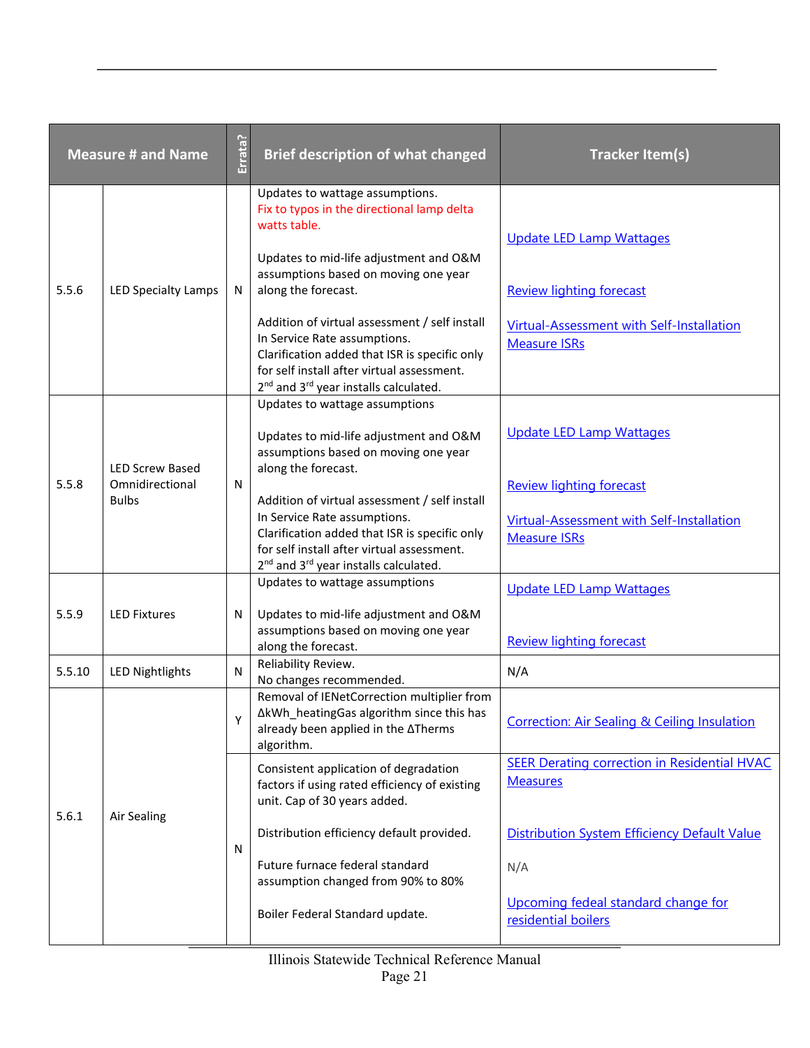| Measure # and Name | | Errata? | Brief description of what changed | Tracker Item(s) |
|---|---|---|---|---|
| 5.5.6 | LED Specialty Lamps | N | Updates to wattage assumptions. Fix to typos in the directional lamp delta watts table.<br><br>Updates to mid-life adjustment and O&M assumptions based on moving one year along the forecast.<br><br>Addition of virtual assessment / self install In Service Rate assumptions. Clarification added that ISR is specific only for self install after virtual assessment. 2nd and 3rd year installs calculated. | Update LED Lamp Wattages<br><br>Review lighting forecast<br><br>Virtual-Assessment with Self-Installation Measure ISRs |
| 5.5.8 | LED Screw Based Omnidirectional Bulbs | N | Updates to wattage assumptions<br><br>Updates to mid-life adjustment and O&M assumptions based on moving one year along the forecast.<br><br>Addition of virtual assessment / self install In Service Rate assumptions. Clarification added that ISR is specific only for self install after virtual assessment. 2nd and 3rd year installs calculated. | Update LED Lamp Wattages<br><br>Review lighting forecast<br><br>Virtual-Assessment with Self-Installation Measure ISRs |
| 5.5.9 | LED Fixtures | N | Updates to wattage assumptions<br><br>Updates to mid-life adjustment and O&M assumptions based on moving one year along the forecast. | Update LED Lamp Wattages<br><br>Review lighting forecast |
| 5.5.10 | LED Nightlights | N | Reliability Review. No changes recommended. | N/A |
| 5.6.1 | Air Sealing | Y | Removal of IENetCorrection multiplier from ΔkWh_heatingGas algorithm since this has already been applied in the ΔTherms algorithm. | Correction: Air Sealing & Ceiling Insulation |
| | | N | Consistent application of degradation factors if using rated efficiency of existing unit. Cap of 30 years added.<br><br>Distribution efficiency default provided.<br><br>Future furnace federal standard assumption changed from 90% to 80%<br><br>Boiler Federal Standard update. | SEER Derating correction in Residential HVAC Measures<br><br>Distribution System Efficiency Default Value<br><br>N/A<br><br>Upcoming fedeal standard change for residential boilers |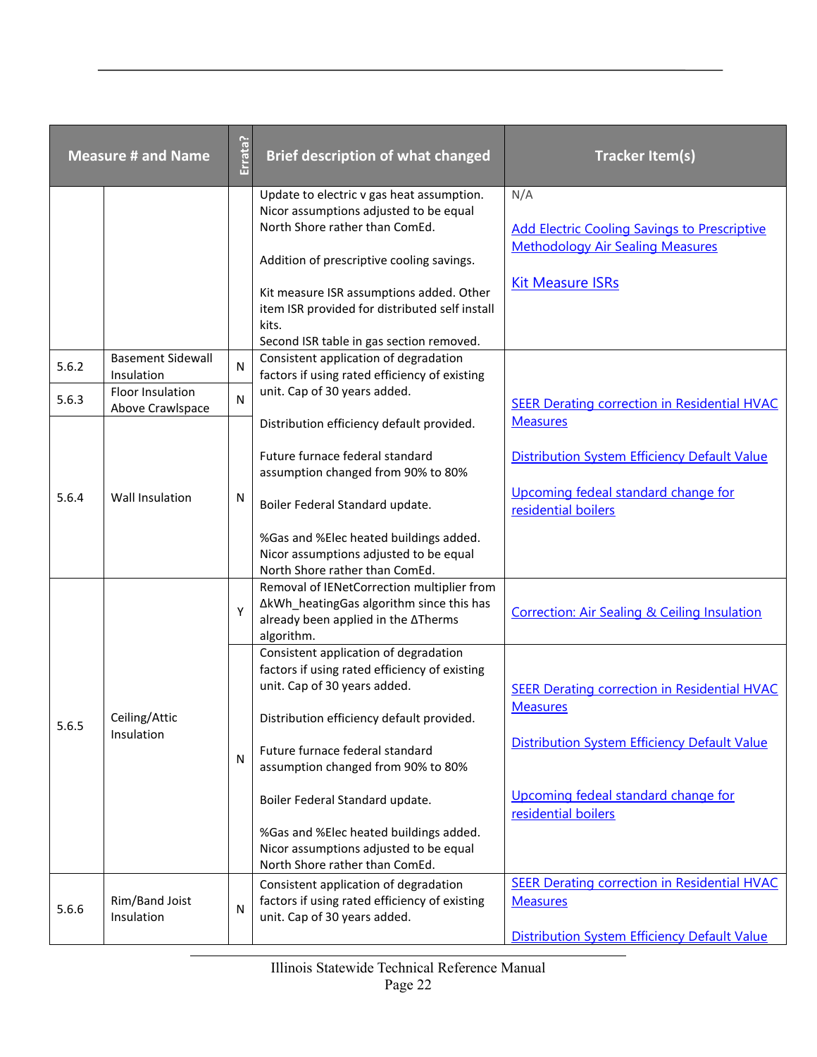| Measure # and Name | | Errata? | Brief description of what changed | Tracker Item(s) |
|---|---|---|---|---|
| | | | Update to electric v gas heat assumption. Nicor assumptions adjusted to be equal North Shore rather than ComEd.<br><br>Addition of prescriptive cooling savings.<br><br>Kit measure ISR assumptions added. Other item ISR provided for distributed self install kits.<br>Second ISR table in gas section removed. | N/A<br><br>Add Electric Cooling Savings to Prescriptive Methodology Air Sealing Measures<br><br>Kit Measure ISRs |
| 5.6.2 | Basement Sidewall Insulation | N | Consistent application of degradation factors if using rated efficiency of existing unit. Cap of 30 years added.<br><br>Distribution efficiency default provided.<br><br>Future furnace federal standard assumption changed from 90% to 80%<br><br>Boiler Federal Standard update.<br><br>%Gas and %Elec heated buildings added. Nicor assumptions adjusted to be equal North Shore rather than ComEd. | SEER Derating correction in Residential HVAC Measures<br><br>Distribution System Efficiency Default Value<br><br>Upcoming fedeal standard change for residential boilers |
| 5.6.3 | Floor Insulation Above Crawlspace | N | | |
| 5.6.4 | Wall Insulation | N | | |
| 5.6.5 | Ceiling/Attic Insulation | Y | Removal of IENetCorrection multiplier from ΔkWh_heatingGas algorithm since this has already been applied in the ΔTherms algorithm. | Correction: Air Sealing & Ceiling Insulation |
| | | N | Consistent application of degradation factors if using rated efficiency of existing unit. Cap of 30 years added.<br><br>Distribution efficiency default provided.<br><br>Future furnace federal standard assumption changed from 90% to 80%<br><br>Boiler Federal Standard update.<br><br>%Gas and %Elec heated buildings added. Nicor assumptions adjusted to be equal North Shore rather than ComEd. | SEER Derating correction in Residential HVAC Measures<br><br>Distribution System Efficiency Default Value<br><br>Upcoming fedeal standard change for residential boilers |
| 5.6.6 | Rim/Band Joist Insulation | N | Consistent application of degradation factors if using rated efficiency of existing unit. Cap of 30 years added. | SEER Derating correction in Residential HVAC Measures<br><br>Distribution System Efficiency Default Value |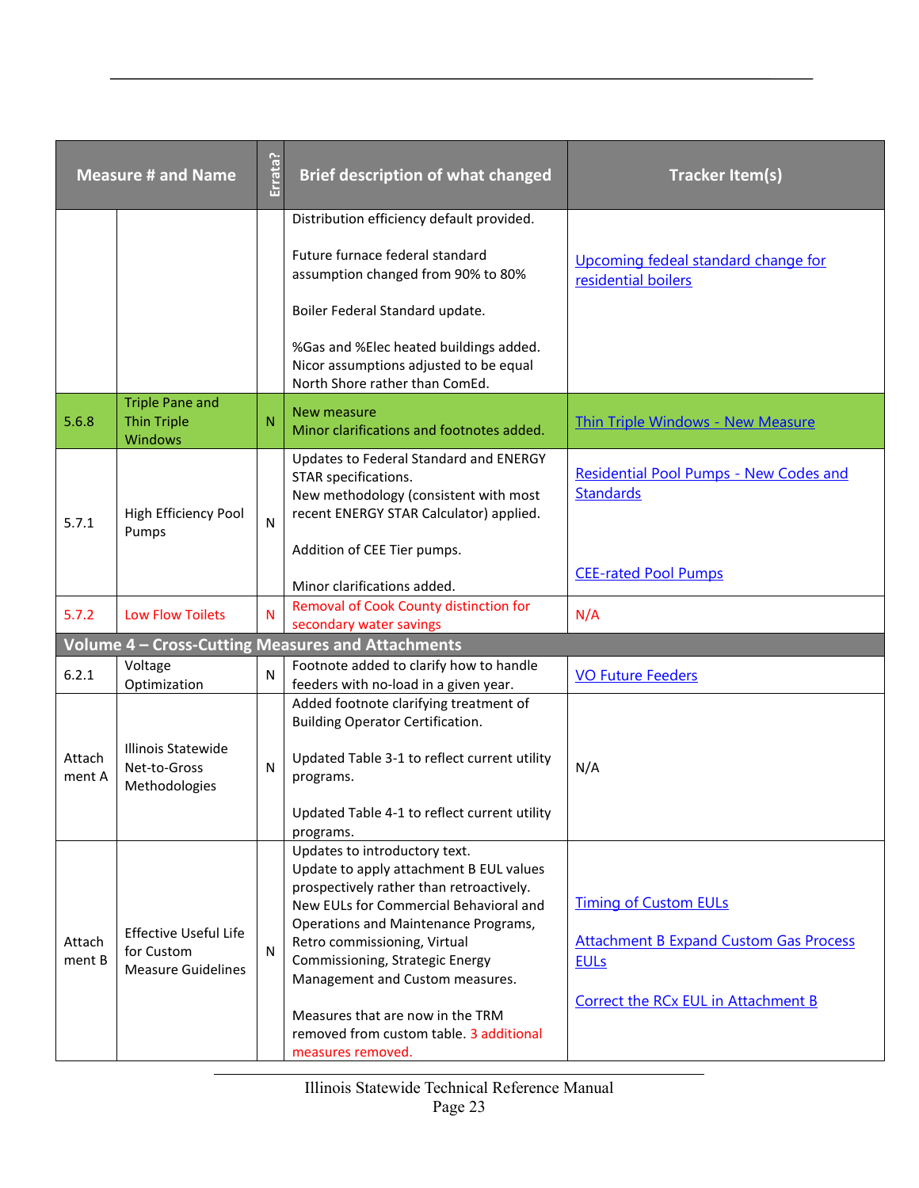| Measure # and Name | | Errata? | Brief description of what changed | Tracker Item(s) |
|---|---|---|---|---|
| | | | Distribution efficiency default provided.<br><br>Future furnace federal standard assumption changed from 90% to 80%<br><br>Boiler Federal Standard update.<br><br>%Gas and %Elec heated buildings added. Nicor assumptions adjusted to be equal North Shore rather than ComEd. | Upcoming fedeal standard change for residential boilers |
| 5.6.8 | Triple Pane and Thin Triple Windows | N | New measure<br>Minor clarifications and footnotes added. | Thin Triple Windows - New Measure |
| 5.7.1 | High Efficiency Pool Pumps | N | Updates to Federal Standard and ENERGY STAR specifications.<br>New methodology (consistent with most recent ENERGY STAR Calculator) applied.<br><br>Addition of CEE Tier pumps.<br><br>Minor clarifications added. | Residential Pool Pumps - New Codes and Standards<br><br>CEE-rated Pool Pumps |
| 5.7.2 | Low Flow Toilets | N | Removal of Cook County distinction for secondary water savings | N/A |
| **Volume 4 – Cross-Cutting Measures and Attachments** | | | | |
| 6.2.1 | Voltage Optimization | N | Footnote added to clarify how to handle feeders with no-load in a given year. | VO Future Feeders |
| Attachment A | Illinois Statewide Net-to-Gross Methodologies | N | Added footnote clarifying treatment of Building Operator Certification.<br><br>Updated Table 3-1 to reflect current utility programs.<br><br>Updated Table 4-1 to reflect current utility programs. | N/A |
| Attachment B | Effective Useful Life for Custom Measure Guidelines | N | Updates to introductory text.<br>Update to apply attachment B EUL values prospectively rather than retroactively.<br>New EULs for Commercial Behavioral and Operations and Maintenance Programs, Retro commissioning, Virtual Commissioning, Strategic Energy Management and Custom measures.<br><br>Measures that are now in the TRM removed from custom table. 3 additional measures removed. | Timing of Custom EULs<br><br>Attachment B Expand Custom Gas Process EULs<br><br>Correct the RCx EUL in Attachment B |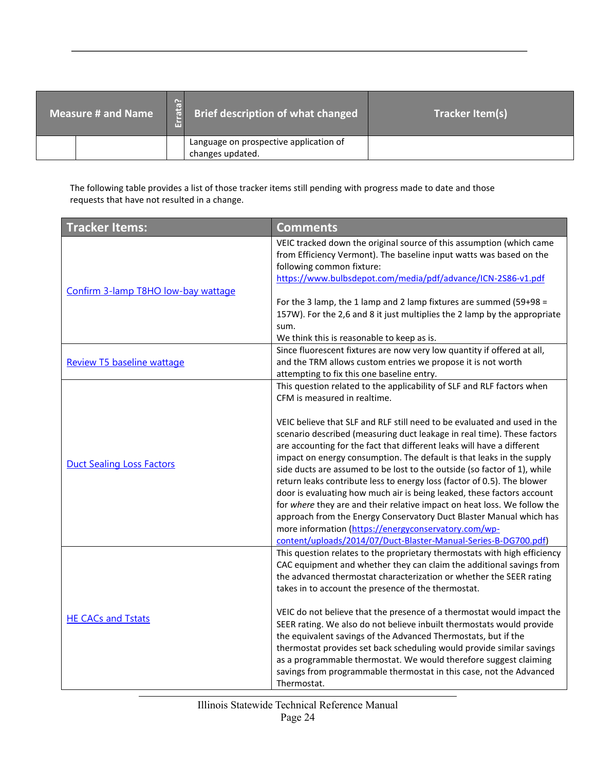| Measure # and Name | | Errata? | Brief description of what changed | Tracker Item(s) |
|---|---|---|---|---|
| | | | Language on prospective application of changes updated. | |

The following table provides a list of those tracker items still pending with progress made to date and those requests that have not resulted in a change.

| Tracker Items: | Comments |
|---|---|
| Confirm 3-lamp T8HO low-bay wattage | VEIC tracked down the original source of this assumption (which came from Efficiency Vermont). The baseline input watts was based on the following common fixture: https://www.bulbsdepot.com/media/pdf/advance/ICN-2S86-v1.pdf<br><br>For the 3 lamp, the 1 lamp and 2 lamp fixtures are summed (59+98 = 157W). For the 2,6 and 8 it just multiplies the 2 lamp by the appropriate sum.<br>We think this is reasonable to keep as is. |
| Review T5 baseline wattage | Since fluorescent fixtures are now very low quantity if offered at all, and the TRM allows custom entries we propose it is not worth attempting to fix this one baseline entry. |
| Duct Sealing Loss Factors | This question related to the applicability of SLF and RLF factors when CFM is measured in realtime.<br><br>VEIC believe that SLF and RLF still need to be evaluated and used in the scenario described (measuring duct leakage in real time). These factors are accounting for the fact that different leaks will have a different impact on energy consumption. The default is that leaks in the supply side ducts are assumed to be lost to the outside (so factor of 1), while return leaks contribute less to energy loss (factor of 0.5). The blower door is evaluating how much air is being leaked, these factors account for *where* they are and their relative impact on heat loss. We follow the approach from the Energy Conservatory Duct Blaster Manual which has more information (https://energyconservatory.com/wp-content/uploads/2014/07/Duct-Blaster-Manual-Series-B-DG700.pdf) |
| HE CACs and Tstats | This question relates to the proprietary thermostats with high efficiency CAC equipment and whether they can claim the additional savings from the advanced thermostat characterization or whether the SEER rating takes in to account the presence of the thermostat.<br><br>VEIC do not believe that the presence of a thermostat would impact the SEER rating. We also do not believe inbuilt thermostats would provide the equivalent savings of the Advanced Thermostats, but if the thermostat provides set back scheduling would provide similar savings as a programmable thermostat. We would therefore suggest claiming savings from programmable thermostat in this case, not the Advanced Thermostat. |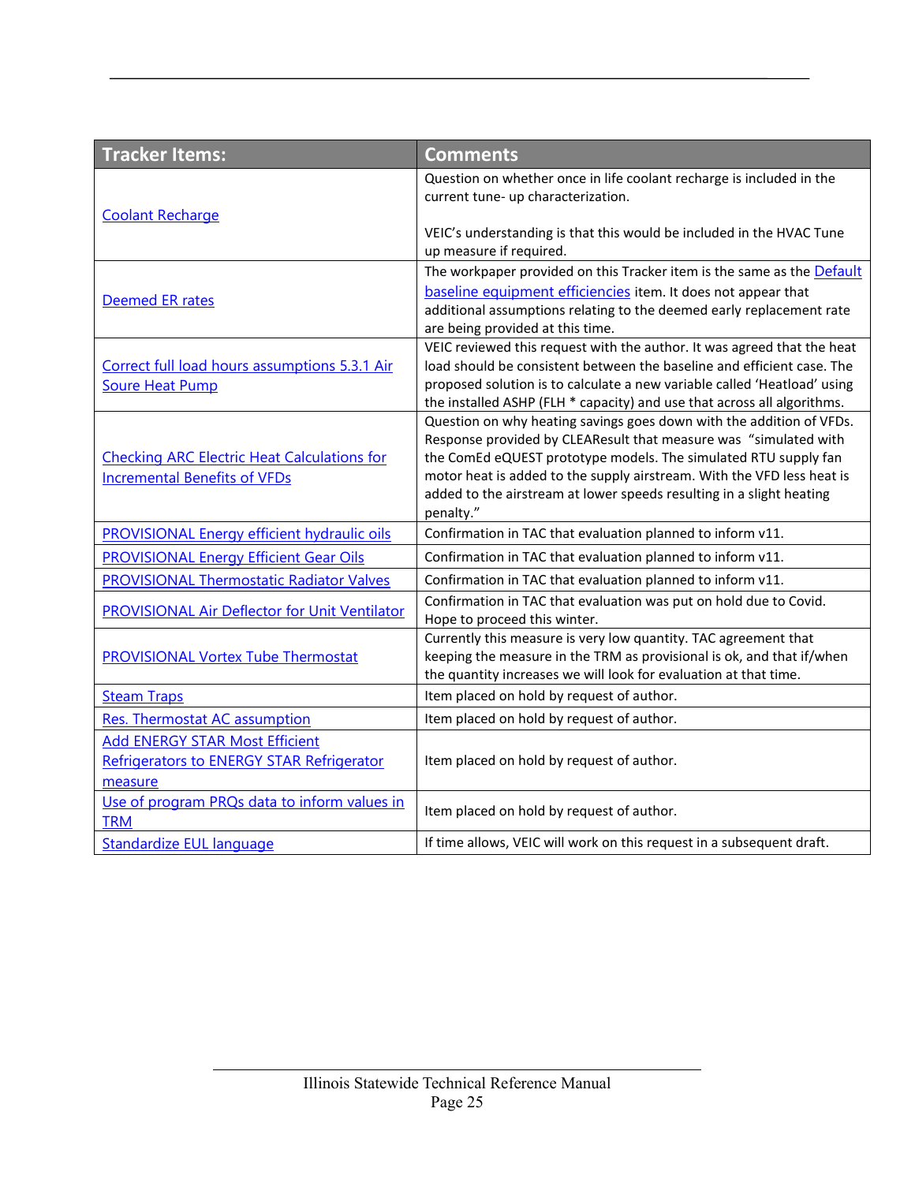| Tracker Items: | Comments |
|---|---|
| Coolant Recharge | Question on whether once in life coolant recharge is included in the current tune- up characterization.<br><br>VEIC's understanding is that this would be included in the HVAC Tune up measure if required. |
| Deemed ER rates | The workpaper provided on this Tracker item is the same as the Default baseline equipment efficiencies item. It does not appear that additional assumptions relating to the deemed early replacement rate are being provided at this time. |
| Correct full load hours assumptions 5.3.1 Air Soure Heat Pump | VEIC reviewed this request with the author. It was agreed that the heat load should be consistent between the baseline and efficient case. The proposed solution is to calculate a new variable called 'Heatload' using the installed ASHP (FLH * capacity) and use that across all algorithms. |
| Checking ARC Electric Heat Calculations for Incremental Benefits of VFDs | Question on why heating savings goes down with the addition of VFDs. Response provided by CLEAResult that measure was "simulated with the ComEd eQUEST prototype models. The simulated RTU supply fan motor heat is added to the supply airstream. With the VFD less heat is added to the airstream at lower speeds resulting in a slight heating penalty." |
| PROVISIONAL Energy efficient hydraulic oils | Confirmation in TAC that evaluation planned to inform v11. |
| PROVISIONAL Energy Efficient Gear Oils | Confirmation in TAC that evaluation planned to inform v11. |
| PROVISIONAL Thermostatic Radiator Valves | Confirmation in TAC that evaluation planned to inform v11. |
| PROVISIONAL Air Deflector for Unit Ventilator | Confirmation in TAC that evaluation was put on hold due to Covid. Hope to proceed this winter. |
| PROVISIONAL Vortex Tube Thermostat | Currently this measure is very low quantity. TAC agreement that keeping the measure in the TRM as provisional is ok, and that if/when the quantity increases we will look for evaluation at that time. |
| Steam Traps | Item placed on hold by request of author. |
| Res. Thermostat AC assumption | Item placed on hold by request of author. |
| Add ENERGY STAR Most Efficient Refrigerators to ENERGY STAR Refrigerator measure | Item placed on hold by request of author. |
| Use of program PRQs data to inform values in TRM | Item placed on hold by request of author. |
| Standardize EUL language | If time allows, VEIC will work on this request in a subsequent draft. |